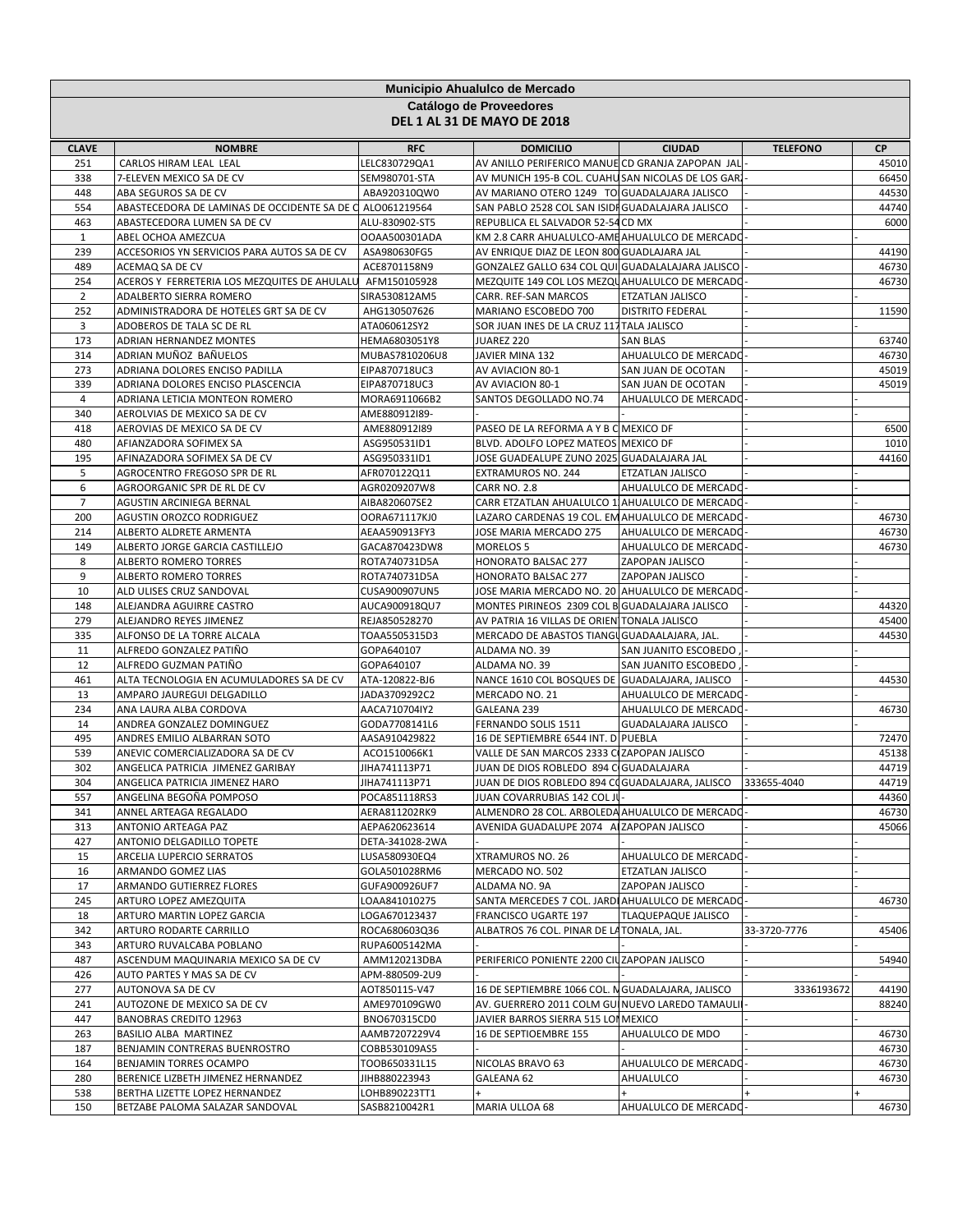**Municipio Ahualulco de Mercado**

**Catálogo de Proveedores**

**DEL 1 AL 31 DE MAYO DE 2018**

| CLAVE | NOMBRE | RFC | DOMICILIO | CIUDAD | TELEFONO | CP |
|---|---|---|---|---|---|---|
| 251 | CARLOS HIRAM LEAL LEAL | LELC830729QA1 | AV ANILLO PERIFERICO MANUE | CD GRANJA ZAPOPAN JAL | - | 45010 |
| 338 | 7-ELEVEN MEXICO SA DE CV | SEM980701-STA | AV MUNICH 195-B COL. CUAHU | SAN NICOLAS DE LOS GARZA | | 66450 |
| 448 | ABA SEGUROS SA DE CV | ABA920310QW0 | AV MARIANO OTERO 1249 TO | GUADALAJARA JALISCO | - | 44530 |
| 554 | ABASTECEDORA DE LAMINAS DE OCCIDENTE SA DE C | ALO061219564 | SAN PABLO 2528 COL SAN ISIDI | GUADALAJARA JALISCO | - | 44740 |
| 463 | ABASTECEDORA LUMEN SA DE CV | ALU-830902-ST5 | REPUBLICA EL SALVADOR 52-54 | CD MX | - | 6000 |
| 1 | ABEL OCHOA AMEZCUA | OOAA500301ADA | KM 2.8 CARR AHUALULCO-AME | AHUALULCO DE MERCADO | - | - |
| 239 | ACCESORIOS YN SERVICIOS PARA AUTOS SA DE CV | ASA980630FG5 | AV ENRIQUE DIAZ DE LEON 800 | GUADLAJARA JAL | | 44190 |
| 489 | ACEMAQ SA DE CV | ACE8701158N9 | GONZALEZ GALLO 634 COL QUI | GUADALALAJARA JALISCO | - | 46730 |
| 254 | ACEROS Y FERRETERIA LOS MEZQUITES DE AHULALU | AFM150105928 | MEZQUITE 149 COL LOS MEZQU | AHUALULCO DE MERCADO | - | 46730 |
| 2 | ADALBERTO SIERRA ROMERO | SIRA530812AM5 | CARR. REF-SAN MARCOS | ETZATLAN JALISCO | - | - |
| 252 | ADMINISTRADORA DE HOTELES GRT SA DE CV | AHG130507626 | MARIANO ESCOBEDO 700 | DISTRITO FEDERAL | - | 11590 |
| 3 | ADOBEROS DE TALA SC DE RL | ATA060612SY2 | SOR JUAN INES DE LA CRUZ 117 | TALA JALISCO | - | - |
| 173 | ADRIAN HERNANDEZ MONTES | HEMA6803051Y8 | JUAREZ 220 | SAN BLAS | - | 63740 |
| 314 | ADRIAN MUÑOZ BAÑUELOS | MUBAS7810206U8 | JAVIER MINA 132 | AHUALULCO DE MERCADO | - | 46730 |
| 273 | ADRIANA DOLORES ENCISO PADILLA | EIPA870718UC3 | AV AVIACION 80-1 | SAN JUAN DE OCOTAN | - | 45019 |
| 339 | ADRIANA DOLORES ENCISO PLASCENCIA | EIPA870718UC3 | AV AVIACION 80-1 | SAN JUAN DE OCOTAN | - | 45019 |
| 4 | ADRIANA LETICIA MONTEON ROMERO | MORA6911066B2 | SANTOS DEGOLLADO NO.74 | AHUALULCO DE MERCADO | - | - |
| 340 | AEROLVIAS DE MEXICO SA DE CV | AME880912I89- | - | - | - | - |
| 418 | AEROVIAS DE MEXICO SA DE CV | AME880912I89 | PASEO DE LA REFORMA A Y B C | MEXICO DF | - | 6500 |
| 480 | AFIANZADORA SOFIMEX SA | ASG950531ID1 | BLVD. ADOLFO LOPEZ MATEOS | MEXICO DF | - | 1010 |
| 195 | AFINAZADORA SOFIMEX SA DE CV | ASG950331ID1 | JOSE GUADEALUPE ZUNO 2025 | GUADALAJARA JAL | - | 44160 |
| 5 | AGROCENTRO FREGOSO SPR DE RL | AFR070122Q11 | EXTRAMUROS NO. 244 | ETZATLAN JALISCO | - | - |
| 6 | AGROORGANIC SPR DE RL DE CV | AGR0209207W8 | CARR NO. 2.8 | AHUALULCO DE MERCADO | - | - |
| 7 | AGUSTIN ARCINIEGA BERNAL | AIBA820607SE2 | CARR ETZATLAN AHUALULCO 1 | AHUALULCO DE MERCADO | - | - |
| 200 | AGUSTIN OROZCO RODRIGUEZ | OORA671117KJ0 | LAZARO CARDENAS 19 COL. EM | AHUALULCO DE MERCADO | - | 46730 |
| 214 | ALBERTO ALDRETE ARMENTA | AEAA590913FY3 | JOSE MARIA MERCADO 275 | AHUALULCO DE MERCADO | - | 46730 |
| 149 | ALBERTO JORGE GARCIA CASTILLEJO | GACA870423DW8 | MORELOS 5 | AHUALULCO DE MERCADO | - | 46730 |
| 8 | ALBERTO ROMERO TORRES | ROTA740731D5A | HONORATO BALSAC 277 | ZAPOPAN JALISCO | - | - |
| 9 | ALBERTO ROMERO TORRES | ROTA740731D5A | HONORATO BALSAC 277 | ZAPOPAN JALISCO | - | - |
| 10 | ALD ULISES CRUZ SANDOVAL | CUSA900907UN5 | JOSE MARIA MERCADO NO. 20 | AHUALULCO DE MERCADO | - | - |
| 148 | ALEJANDRA AGUIRRE CASTRO | AUCA900918QU7 | MONTES PIRINEOS 2309 COL B | GUADALAJARA JALISCO | - | 44320 |
| 279 | ALEJANDRO REYES JIMENEZ | REJA850528270 | AV PATRIA 16 VILLAS DE ORIEN | TONALA JALISCO | - | 45400 |
| 335 | ALFONSO DE LA TORRE ALCALA | TOAA5505315D3 | MERCADO DE ABASTOS TIANGU | GUADAALAJARA, JAL. | - | 44530 |
| 11 | ALFREDO GONZALEZ PATIÑO | GOPA640107 | ALDAMA NO. 39 | SAN JUANITO ESCOBEDO , | - | - |
| 12 | ALFREDO GUZMAN PATIÑO | GOPA640107 | ALDAMA NO. 39 | SAN JUANITO ESCOBEDO , | - | - |
| 461 | ALTA TECNOLOGIA EN ACUMULADORES SA DE CV | ATA-120822-BJ6 | NANCE 1610 COL BOSQUES DE | GUADALAJARA, JALISCO | - | 44530 |
| 13 | AMPARO JAUREGUI DELGADILLO | JADA3709292C2 | MERCADO NO. 21 | AHUALULCO DE MERCADO | - | - |
| 234 | ANA LAURA ALBA CORDOVA | AACA710704IY2 | GALEANA 239 | AHUALULCO DE MERCADO | - | 46730 |
| 14 | ANDREA GONZALEZ DOMINGUEZ | GODA7708141L6 | FERNANDO SOLIS 1511 | GUADALAJARA JALISCO | - | - |
| 495 | ANDRES EMILIO ALBARRAN SOTO | AASA910429822 | 16 DE SEPTIEMBRE 6544 INT. D | PUEBLA | - | 72470 |
| 539 | ANEVIC COMERCIALIZADORA SA DE CV | ACO1510066K1 | VALLE DE SAN MARCOS 2333 C | ZAPOPAN JALISCO | - | 45138 |
| 302 | ANGELICA PATRICIA JIMENEZ GARIBAY | JIHA741113P71 | JUAN DE DIOS ROBLEDO 894 C | GUADALAJARA | - | 44719 |
| 304 | ANGELICA PATRICIA JIMENEZ HARO | JIHA741113P71 | JUAN DE DIOS ROBLEDO 894 C | GUADALAJARA, JALISCO | 333655-4040 | 44719 |
| 557 | ANGELINA BEGOÑA POMPOSO | POCA851118RS3 | JUAN COVARRUBIAS 142 COL JU | - | - | 44360 |
| 341 | ANNEL ARTEAGA REGALADO | AERA811202RK9 | ALMENDRO 28 COL. ARBOLEDA | AHUALULCO DE MERCADO | - | 46730 |
| 313 | ANTONIO ARTEAGA PAZ | AEPA620623614 | AVENIDA GUADALUPE 2074 A | ZAPOPAN JALISCO | - | 45066 |
| 427 | ANTONIO DELGADILLO TOPETE | DETA-341028-2WA | - | - | - | - |
| 15 | ARCELIA LUPERCIO SERRATOS | LUSA580930EQ4 | XTRAMUROS NO. 26 | AHUALULCO DE MERCADO | - | - |
| 16 | ARMANDO GOMEZ LIAS | GOLA501028RM6 | MERCADO NO. 502 | ETZATLAN JALISCO | - | - |
| 17 | ARMANDO GUTIERREZ FLORES | GUFA900926UF7 | ALDAMA NO. 9A | ZAPOPAN JALISCO | - | - |
| 245 | ARTURO LOPEZ AMEZQUITA | LOAA841010275 | SANTA MERCEDES 7 COL. JARDI | AHUALULCO DE MERCADO | - | 46730 |
| 18 | ARTURO MARTIN LOPEZ GARCIA | LOGA670123437 | FRANCISCO UGARTE 197 | TLAQUEPAQUE JALISCO | - | - |
| 342 | ARTURO RODARTE CARRILLO | ROCA680603Q36 | ALBATROS 76 COL. PINAR DE LA | TONALA, JAL. | 33-3720-7776 | 45406 |
| 343 | ARTURO RUVALCABA POBLANO | RUPA6005142MA | - | - | - | - |
| 487 | ASCENDUM MAQUINARIA MEXICO SA DE CV | AMM120213DBA | PERIFERICO PONIENTE 2200 CIU | ZAPOPAN JALISCO | - | 54940 |
| 426 | AUTO PARTES Y MAS SA DE CV | APM-880509-2U9 | - | - | - | - |
| 277 | AUTONOVA SA DE CV | AOT850115-V47 | 16 DE SEPTIEMBRE 1066 COL. M | GUADALAJARA, JALISCO | 3336193672 | 44190 |
| 241 | AUTOZONE DE MEXICO SA DE CV | AME970109GW0 | AV. GUERRERO 2011 COLM GU | NUEVO LAREDO TAMAULIPAS | - | 88240 |
| 447 | BANOBRAS CREDITO 12963 | BNO670315CD0 | JAVIER BARROS SIERRA 515 LOM | MEXICO | - | - |
| 263 | BASILIO ALBA MARTINEZ | AAMB7207229V4 | 16 DE SEPTIOEMBRE 155 | AHUALULCO DE MDO | - | 46730 |
| 187 | BENJAMIN CONTRERAS BUENROSTRO | COBB530109AS5 | - | - | - | 46730 |
| 164 | BENJAMIN TORRES OCAMPO | TOOB650331L15 | NICOLAS BRAVO 63 | AHUALULCO DE MERCADO | - | 46730 |
| 280 | BERENICE LIZBETH JIMENEZ HERNANDEZ | JIHB880223943 | GALEANA 62 | AHUALULCO | - | 46730 |
| 538 | BERTHA LIZETTE LOPEZ HERNANDEZ | LOHB890223TT1 | + | + | + | + |
| 150 | BETZABE PALOMA SALAZAR SANDOVAL | SASB8210042R1 | MARIA ULLOA 68 | AHUALULCO DE MERCADO | - | 46730 |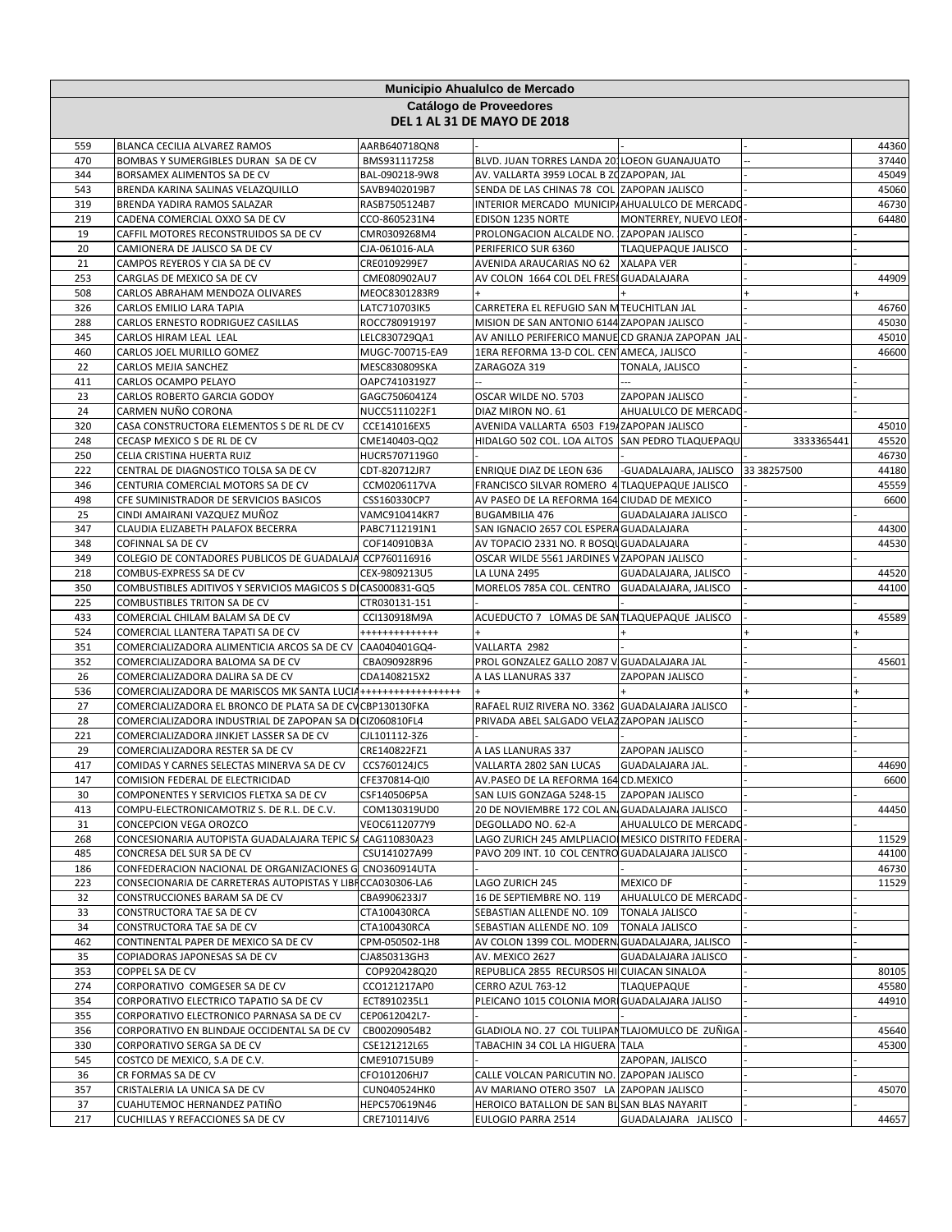| Municipio Ahualulco de Mercado | | | | | | |
|---|---|---|---|---|---|---|
| Catálogo de Proveedores | | | | | | |
| DEL 1 AL 31 DE MAYO DE 2018 | | | | | | |
| 559 | BLANCA CECILIA ALVAREZ RAMOS | AARB640718QN8 | - | - | - | 44360 |
| 470 | BOMBAS Y SUMERGIBLES DURAN SA DE CV | BMS931117258 | BLVD. JUAN TORRES LANDA 20 | LOEON GUANAJUATO | -- | 37440 |
| 344 | BORSAMEX ALIMENTOS SA DE CV | BAL-090218-9W8 | AV. VALLARTA 3959 LOCAL B ZO | ZAPOPAN, JAL | - | 45049 |
| 543 | BRENDA KARINA SALINAS VELAZQUILLO | SAVB9402019B7 | SENDA DE LAS CHINAS 78 COL | ZAPOPAN JALISCO | - | 45060 |
| 319 | BRENDA YADIRA RAMOS SALAZAR | RASB7505124B7 | INTERIOR MERCADO MUNICIPA | AHUALULCO DE MERCADO | - | 46730 |
| 219 | CADENA COMERCIAL OXXO SA DE CV | CCO-8605231N4 | EDISON 1235 NORTE | MONTERREY, NUEVO LEON | - | 64480 |
| 19 | CAFFIL MOTORES RECONSTRUIDOS SA DE CV | CMR0309268M4 | PROLONGACION ALCALDE NO. | ZAPOPAN JALISCO | - | - |
| 20 | CAMIONERA DE JALISCO SA DE CV | CJA-061016-ALA | PERIFERICO SUR 6360 | TLAQUEPAQUE JALISCO | - | - |
| 21 | CAMPOS REYEROS Y CIA SA DE CV | CRE0109299E7 | AVENIDA ARAUCARIAS NO 62 | XALAPA VER | - | - |
| 253 | CARGLAS DE MEXICO SA DE CV | CME080902AU7 | AV COLON 1664 COL DEL FRESI | GUADALAJARA | - | 44909 |
| 508 | CARLOS ABRAHAM MENDOZA OLIVARES | MEOC8301283R9 | + | + | + | + |
| 326 | CARLOS EMILIO LARA TAPIA | LATC710703IK5 | CARRETERA EL REFUGIO SAN M | TEUCHITLAN JAL | - | 46760 |
| 288 | CARLOS ERNESTO RODRIGUEZ CASILLAS | ROCC780919197 | MISION DE SAN ANTONIO 6144 | ZAPOPAN JALISCO | - | 45030 |
| 345 | CARLOS HIRAM LEAL LEAL | LELC830729QA1 | AV ANILLO PERIFERICO MANUE | CD GRANJA ZAPOPAN JAL | - | 45010 |
| 460 | CARLOS JOEL MURILLO GOMEZ | MUGC-700715-EA9 | 1ERA REFORMA 13-D COL. CEN | AMECA, JALISCO | - | 46600 |
| 22 | CARLOS MEJIA SANCHEZ | MESC830809SKA | ZARAGOZA 319 | TONALA, JALISCO | - | - |
| 411 | CARLOS OCAMPO PELAYO | OAPC7410319Z7 | -- | --- | - | - |
| 23 | CARLOS ROBERTO GARCIA GODOY | GAGC7506041Z4 | OSCAR WILDE NO. 5703 | ZAPOPAN JALISCO | - | - |
| 24 | CARMEN NUÑO CORONA | NUCC5111022F1 | DIAZ MIRON NO. 61 | AHUALULCO DE MERCADO | - | - |
| 320 | CASA CONSTRUCTORA ELEMENTOS S DE RL DE CV | CCE141016EX5 | AVENIDA VALLARTA 6503 F19A | ZAPOPAN JALISCO | - | 45010 |
| 248 | CECASP MEXICO S DE RL DE CV | CME140403-QQ2 | HIDALGO 502 COL. LOA ALTOS | SAN PEDRO TLAQUEPAQU | 3333365441 | 45520 |
| 250 | CELIA CRISTINA HUERTA RUIZ | HUCR5707119G0 | - | - | - | 46730 |
| 222 | CENTRAL DE DIAGNOSTICO TOLSA SA DE CV | CDT-820712JR7 | ENRIQUE DIAZ DE LEON 636 | -GUADALAJARA, JALISCO | 33 38257500 | 44180 |
| 346 | CENTURIA COMERCIAL MOTORS SA DE CV | CCM0206117VA | FRANCISCO SILVAR ROMERO 4 | TLAQUEPAQUE JALISCO | - | 45559 |
| 498 | CFE SUMINISTRADOR DE SERVICIOS BASICOS | CSS160330CP7 | AV PASEO DE LA REFORMA 164 | CIUDAD DE MEXICO | - | 6600 |
| 25 | CINDI AMAIRANI VAZQUEZ MUÑOZ | VAMC910414KR7 | BUGAMBILIA 476 | GUADALAJARA JALISCO | - | - |
| 347 | CLAUDIA ELIZABETH PALAFOX BECERRA | PABC7112191N1 | SAN IGNACIO 2657 COL ESPERA | GUADALAJARA | - | 44300 |
| 348 | COFINNAL SA DE CV | COF140910B3A | AV TOPACIO 2331 NO. R BOSQU | GUADALAJARA | - | 44530 |
| 349 | COLEGIO DE CONTADORES PUBLICOS DE GUADALAJA | CCP760116916 | OSCAR WILDE 5561 JARDINES V | ZAPOPAN JALISCO | - | - |
| 218 | COMBUS-EXPRESS SA DE CV | CEX-9809213U5 | LA LUNA 2495 | GUADALAJARA, JALISCO | - | 44520 |
| 350 | COMBUSTIBLES ADITIVOS Y SERVICIOS MAGICOS S D | CAS000831-GQ5 | MORELOS 785A COL. CENTRO | GUADALAJARA, JALISCO | - | 44100 |
| 225 | COMBUSTIBLES TRITON SA DE CV | CTR030131-151 | - | - | - | - |
| 433 | COMERCIAL CHILAM BALAM SA DE CV | CCI130918M9A | ACUEDUCTO 7 LOMAS DE SAN | TLAQUEPAQUE JALISCO | - | 45589 |
| 524 | COMERCIAL LLANTERA TAPATI SA DE CV | ++++++++++++++ | + | + | + | + |
| 351 | COMERCIALIZADORA ALIMENTICIA ARCOS SA DE CV | CAA040401GQ4- | VALLARTA 2982 | - | - | - |
| 352 | COMERCIALIZADORA BALOMA SA DE CV | CBA090928R96 | PROL GONZALEZ GALLO 2087 V | GUADALAJARA JAL | - | 45601 |
| 26 | COMERCIALIZADORA DALIRA SA DE CV | CDA1408215X2 | A LAS LLANURAS 337 | ZAPOPAN JALISCO | - | - |
| 536 | COMERCIALIZADORA DE MARISCOS MK SANTA LUCIA | ++++++++++++++++++ | + | + | + | + |
| 27 | COMERCIALIZADORA EL BRONCO DE PLATA SA DE CV | CBP130130FKA | RAFAEL RUIZ RIVERA NO. 3362 | GUADALAJARA JALISCO | - | - |
| 28 | COMERCIALIZADORA INDUSTRIAL DE ZAPOPAN SA DE | CIZ060810FL4 | PRIVADA ABEL SALGADO VELAZ | ZAPOPAN JALISCO | - | - |
| 221 | COMERCIALIZADORA JINKJET LASSER SA DE CV | CJL101112-3Z6 | - | - | - | - |
| 29 | COMERCIALIZADORA RESTER SA DE CV | CRE140822FZ1 | A LAS LLANURAS 337 | ZAPOPAN JALISCO | - | - |
| 417 | COMIDAS Y CARNES SELECTAS MINERVA SA DE CV | CCS760124JC5 | VALLARTA 2802 SAN LUCAS | GUADALAJARA JAL. | - | 44690 |
| 147 | COMISION FEDERAL DE ELECTRICIDAD | CFE370814-QI0 | AV.PASEO DE LA REFORMA 164 | CD.MEXICO | - | 6600 |
| 30 | COMPONENTES Y SERVICIOS FLETXA SA DE CV | CSF140506P5A | SAN LUIS GONZAGA 5248-15 | ZAPOPAN JALISCO | - | - |
| 413 | COMPU-ELECTRONICAMOTRIZ S. DE R.L. DE C.V. | COM130319UD0 | 20 DE NOVIEMBRE 172 COL AN | GUADALAJARA JALISCO | - | 44450 |
| 31 | CONCEPCION VEGA OROZCO | VEOC6112077Y9 | DEGOLLADO NO. 62-A | AHUALULCO DE MERCADO | - | - |
| 268 | CONCESIONARIA AUTOPISTA GUADALAJARA TEPIC SA | CAG110830A23 | LAGO ZURICH 245 AMLPLIACIO | MESICO DISTRITO FEDERA | - | 11529 |
| 485 | CONCRESA DEL SUR SA DE CV | CSU141027A99 | PAVO 209 INT. 10 COL CENTRO | GUADALAJARA JALISCO | - | 44100 |
| 186 | CONFEDERACION NACIONAL DE ORGANIZACIONES G | CNO360914UTA | - | - | - | 46730 |
| 223 | CONSECIONARIA DE CARRETERAS AUTOPISTAS Y LIBR | CCA030306-LA6 | LAGO ZURICH 245 | MEXICO DF | - | 11529 |
| 32 | CONSTRUCCIONES BARAM SA DE CV | CBA9906233J7 | 16 DE SEPTIEMBRE NO. 119 | AHUALULCO DE MERCADO | - | - |
| 33 | CONSTRUCTORA TAE SA DE CV | CTA100430RCA | SEBASTIAN ALLENDE NO. 109 | TONALA JALISCO | - | - |
| 34 | CONSTRUCTORA TAE SA DE CV | CTA100430RCA | SEBASTIAN ALLENDE NO. 109 | TONALA JALISCO | - | - |
| 462 | CONTINENTAL PAPER DE MEXICO SA DE CV | CPM-050502-1H8 | AV COLON 1399 COL. MODERN | GUADALAJARA, JALISCO | - | - |
| 35 | COPIADORAS JAPONESAS SA DE CV | CJA850313GH3 | AV. MEXICO 2627 | GUADALAJARA JALISCO | - | - |
| 353 | COPPEL SA DE CV | COP920428Q20 | REPUBLICA 2855 RECURSOS HI | CUIACAN SINALOA | - | 80105 |
| 274 | CORPORATIVO COMGESER SA DE CV | CCO121217AP0 | CERRO AZUL 763-12 | TLAQUEPAQUE | - | 45580 |
| 354 | CORPORATIVO ELECTRICO TAPATIO SA DE CV | ECT8910235L1 | PLEICANO 1015 COLONIA MOR | GUADALAJARA JALISO | - | 44910 |
| 355 | CORPORATIVO ELECTRONICO PARNASA SA DE CV | CEP0612042L7- | - | - | - | - |
| 356 | CORPORATIVO EN BLINDAJE OCCIDENTAL SA DE CV | CB00209054B2 | GLADIOLA NO. 27 COL TULIPAN | TLAJOMULCO DE ZUÑIGA | - | 45640 |
| 330 | CORPORATIVO SERGA SA DE CV | CSE121212L65 | TABACHIN 34 COL LA HIGUERA | TALA | - | 45300 |
| 545 | COSTCO DE MEXICO, S.A DE C.V. | CME910715UB9 | - | ZAPOPAN, JALISCO | - | - |
| 36 | CR FORMAS SA DE CV | CFO101206HJ7 | CALLE VOLCAN PARICUTIN NO. | ZAPOPAN JALISCO | - | - |
| 357 | CRISTALERIA LA UNICA SA DE CV | CUN040524HK0 | AV MARIANO OTERO 3507 LA | ZAPOPAN JALISCO | - | 45070 |
| 37 | CUAHUTEMOC HERNANDEZ PATIÑO | HEPC570619N46 | HEROICO BATALLON DE SAN BL | SAN BLAS NAYARIT | - | - |
| 217 | CUCHILLAS Y REFACCIONES SA DE CV | CRE710114JV6 | EULOGIO PARRA 2514 | GUADALAJARA JALISCO | - | 44657 |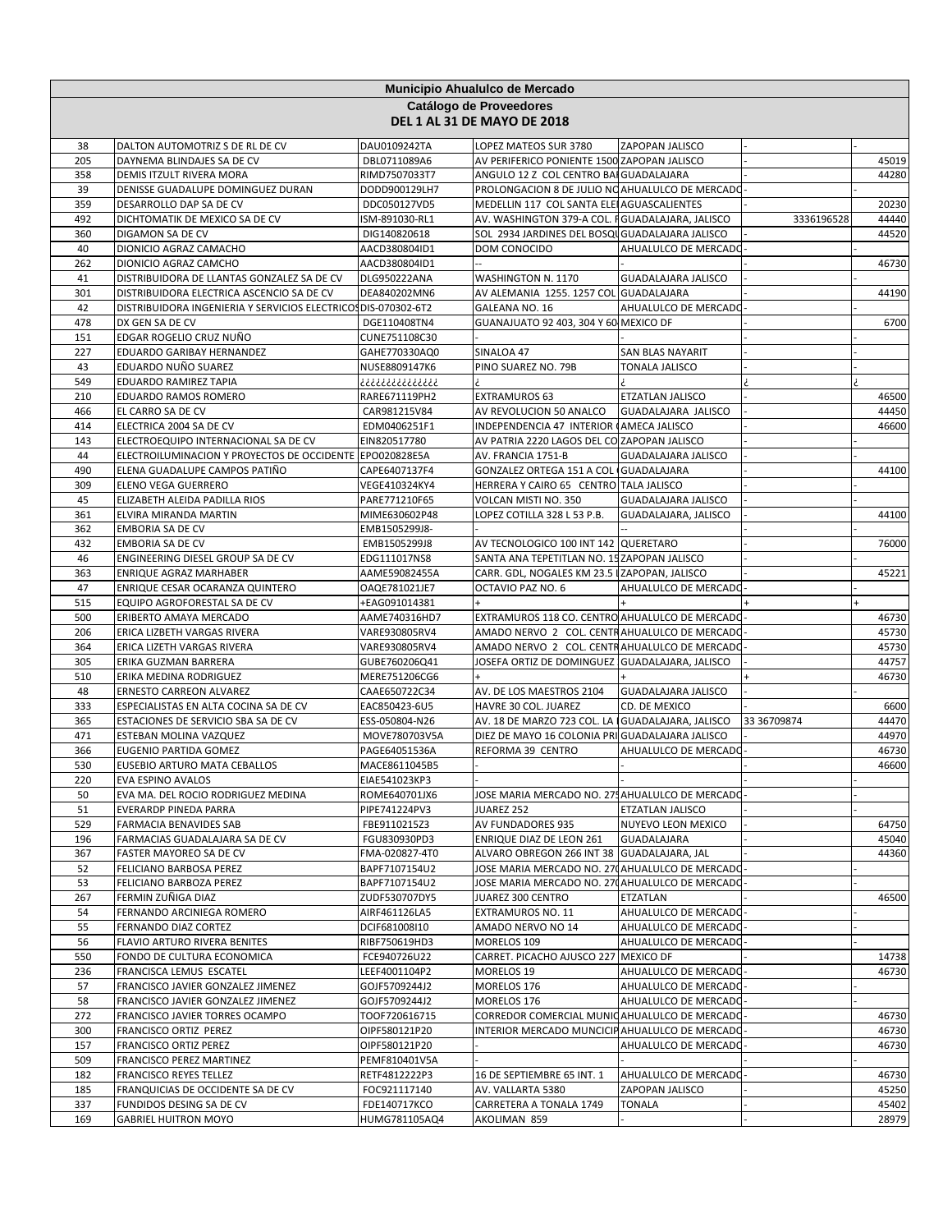# Municipio Ahualulco de Mercado

## Catálogo de Proveedores

## DEL 1 AL 31 DE MAYO DE 2018

| | | | | | | |
|---|---|---|---|---|---|---|
| 38 | DALTON AUTOMOTRIZ S DE RL DE CV | DAU0109242TA | LOPEZ MATEOS SUR 3780 | ZAPOPAN JALISCO | - | - |
| 205 | DAYNEMA BLINDAJES SA DE CV | DBL0711089A6 | AV PERIFERICO PONIENTE 1500 | ZAPOPAN JALISCO | - | 45019 |
| 358 | DEMIS ITZULT RIVERA MORA | RIMD7507033T7 | ANGULO 12 Z COL CENTRO BA | GUADALAJARA | - | 44280 |
| 39 | DENISSE GUADALUPE DOMINGUEZ DURAN | DODD900129LH7 | PROLONGACION 8 DE JULIO NO | AHUALULCO DE MERCADO | - | - |
| 359 | DESARROLLO DAP SA DE CV | DDC050127VD5 | MEDELLIN 117 COL SANTA ELE | AGUASCALIENTES | - | 20230 |
| 492 | DICHTOMATIK DE MEXICO SA DE CV | ISM-891030-RL1 | AV. WASHINGTON 379-A COL. F | GUADALAJARA, JALISCO | 3336196528 | 44440 |
| 360 | DIGAMON SA DE CV | DIG140820618 | SOL 2934 JARDINES DEL BOSQU | GUADALAJARA JALISCO | - | 44520 |
| 40 | DIONICIO AGRAZ CAMACHO | AACD380804ID1 | DOM CONOCIDO | AHUALULCO DE MERCADO | - | - |
| 262 | DIONICIO AGRAZ CAMCHO | AACD380804ID1 | -- | - | - | 46730 |
| 41 | DISTRIBUIDORA DE LLANTAS GONZALEZ SA DE CV | DLG950222ANA | WASHINGTON N. 1170 | GUADALAJARA JALISCO | - | - |
| 301 | DISTRIBUIDORA ELECTRICA ASCENCIO SA DE CV | DEA840202MN6 | AV ALEMANIA 1255. 1257 COL | GUADALAJARA | - | 44190 |
| 42 | DISTRIBUIDORA INGENIERIA Y SERVICIOS ELECTRICOS | DIS-070302-6T2 | GALEANA NO. 16 | AHUALULCO DE MERCADO | - | - |
| 478 | DX GEN SA DE CV | DGE110408TN4 | GUANAJUATO 92 403, 304 Y 60 | MEXICO DF | - | 6700 |
| 151 | EDGAR ROGELIO CRUZ NUÑO | CUNE751108C30 | - | - | - | - |
| 227 | EDUARDO GARIBAY HERNANDEZ | GAHE770330AQ0 | SINALOA 47 | SAN BLAS NAYARIT | - | - |
| 43 | EDUARDO NUÑO SUAREZ | NUSE8809147K6 | PINO SUAREZ NO. 79B | TONALA JALISCO | - | - |
| 549 | EDUARDO RAMIREZ TAPIA | ¿¿¿¿¿¿¿¿¿¿¿¿¿ | ¿ | ¿ | ¿ | ¿ |
| 210 | EDUARDO RAMOS ROMERO | RARE671119PH2 | EXTRAMUROS 63 | ETZATLAN JALISCO | - | 46500 |
| 466 | EL CARRO SA DE CV | CAR981215V84 | AV REVOLUCION 50 ANALCO | GUADALAJARA JALISCO | - | 44450 |
| 414 | ELECTRICA 2004 SA DE CV | EDM0406251F1 | INDEPENDENCIA 47 INTERIOR | AMECA JALISCO | - | 46600 |
| 143 | ELECTROEQUIPO INTERNACIONAL SA DE CV | EIN820517780 | AV PATRIA 2220 LAGOS DEL CO | ZAPOPAN JALISCO | - | - |
| 44 | ELECTROILUMINACION Y PROYECTOS DE OCCIDENTE | EPO020828E5A | AV. FRANCIA 1751-B | GUADALAJARA JALISCO | - | - |
| 490 | ELENA GUADALUPE CAMPOS PATIÑO | CAPE6407137F4 | GONZALEZ ORTEGA 151 A COL | GUADALAJARA | - | 44100 |
| 309 | ELENO VEGA GUERRERO | VEGE410324KY4 | HERRERA Y CAIRO 65 CENTRO | TALA JALISCO | - | - |
| 45 | ELIZABETH ALEIDA PADILLA RIOS | PARE771210F65 | VOLCAN MISTI NO. 350 | GUADALAJARA JALISCO | - | - |
| 361 | ELVIRA MIRANDA MARTIN | MIME630602P48 | LOPEZ COTILLA 328 L 53 P.B. | GUADALAJARA, JALISCO | - | 44100 |
| 362 | EMBORIA SA DE CV | EMB1505299J8- | -- | | - | - |
| 432 | EMBORIA SA DE CV | EMB1505299J8 | AV TECNOLOGICO 100 INT 142 | QUERETARO | - | 76000 |
| 46 | ENGINEERING DIESEL GROUP SA DE CV | EDG111017NS8 | SANTA ANA TEPETITLAN NO. 15 | ZAPOPAN JALISCO | - | - |
| 363 | ENRIQUE AGRAZ MARHABER | AAME59082455A | CARR. GDL, NOGALES KM 23.5 | ZAPOPAN, JALISCO | - | 45221 |
| 47 | ENRIQUE CESAR OCARANZA QUINTERO | OAQE781021JE7 | OCTAVIO PAZ NO. 6 | AHUALULCO DE MERCADO | - | - |
| 515 | EQUIPO AGROFORESTAL SA DE CV | +EAG091014381 | + | + | + | + |
| 500 | ERIBERTO AMAYA MERCADO | AAME740316HD7 | EXTRAMUROS 118 CO. CENTRO | AHUALULCO DE MERCADO | - | 46730 |
| 206 | ERICA LIZBETH VARGAS RIVERA | VARE930805RV4 | AMADO NERVO 2 COL. CENTR | AHUALULCO DE MERCADO | - | 45730 |
| 364 | ERICA LIZETH VARGAS RIVERA | VARE930805RV4 | AMADO NERVO 2 COL. CENTR | AHUALULCO DE MERCADO | - | 45730 |
| 305 | ERIKA GUZMAN BARRERA | GUBE760206Q41 | JOSEFA ORTIZ DE DOMINGUEZ | GUADALAJARA, JALISCO | - | 44757 |
| 510 | ERIKA MEDINA RODRIGUEZ | MERE751206CG6 | + | + | + | 46730 |
| 48 | ERNESTO CARREON ALVAREZ | CAAE650722C34 | AV. DE LOS MAESTROS 2104 | GUADALAJARA JALISCO | - | - |
| 333 | ESPECIALISTAS EN ALTA COCINA SA DE CV | EAC850423-6U5 | HAVRE 30 COL. JUAREZ | CD. DE MEXICO | - | 6600 |
| 365 | ESTACIONES DE SERVICIO SBA SA DE CV | ESS-050804-N26 | AV. 18 DE MARZO 723 COL. LA | GUADALAJARA, JALISCO | 33 36709874 | 44470 |
| 471 | ESTEBAN MOLINA VAZQUEZ | MOVE780703V5A | DIEZ DE MAYO 16 COLONIA PRI | GUADALAJARA JALISCO | - | 44970 |
| 366 | EUGENIO PARTIDA GOMEZ | PAGE64051536A | REFORMA 39 CENTRO | AHUALULCO DE MERCADO | - | 46730 |
| 530 | EUSEBIO ARTURO MATA CEBALLOS | MACE8611045B5 | - | - | - | 46600 |
| 220 | EVA ESPINO AVALOS | EIAE541023KP3 | - | - | - | - |
| 50 | EVA MA. DEL ROCIO RODRIGUEZ MEDINA | ROME640701JX6 | JOSE MARIA MERCADO NO. 27 | AHUALULCO DE MERCADO | - | - |
| 51 | EVERARDP PINEDA PARRA | PIPE741224PV3 | JUAREZ 252 | ETZATLAN JALISCO | - | - |
| 529 | FARMACIA BENAVIDES SAB | FBE9110215Z3 | AV FUNDADORES 935 | NUYEVO LEON MEXICO | - | 64750 |
| 196 | FARMACIAS GUADALAJARA SA DE CV | FGU830930PD3 | ENRIQUE DIAZ DE LEON 261 | GUADALAJARA | - | 45040 |
| 367 | FASTER MAYOREO SA DE CV | FMA-020827-4T0 | ALVARO OBREGON 266 INT 38 | GUADALAJARA, JAL | - | 44360 |
| 52 | FELICIANO BARBOSA PEREZ | BAPF7107154U2 | JOSE MARIA MERCADO NO. 27 | AHUALULCO DE MERCADO | - | - |
| 53 | FELICIANO BARBOZA PEREZ | BAPF7107154U2 | JOSE MARIA MERCADO NO. 27 | AHUALULCO DE MERCADO | - | - |
| 267 | FERMIN ZUÑIGA DIAZ | ZUDF530707DY5 | JUAREZ 300 CENTRO | ETZATLAN | - | 46500 |
| 54 | FERNANDO ARCINIEGA ROMERO | AIRF461126LA5 | EXTRAMUROS NO. 11 | AHUALULCO DE MERCADO | - | - |
| 55 | FERNANDO DIAZ CORTEZ | DCIF681008I10 | AMADO NERVO NO 14 | AHUALULCO DE MERCADO | - | - |
| 56 | FLAVIO ARTURO RIVERA BENITES | RIBF750619HD3 | MORELOS 109 | AHUALULCO DE MERCADO | - | - |
| 550 | FONDO DE CULTURA ECONOMICA | FCE940726U22 | CARRET. PICACHO AJUSCO 227 | MEXICO DF | - | 14738 |
| 236 | FRANCISCA LEMUS ESCATEL | LEEF4001104P2 | MORELOS 19 | AHUALULCO DE MERCADO | - | 46730 |
| 57 | FRANCISCO JAVIER GONZALEZ JIMENEZ | GOJF5709244J2 | MORELOS 176 | AHUALULCO DE MERCADO | - | - |
| 58 | FRANCISCO JAVIER GONZALEZ JIMENEZ | GOJF5709244J2 | MORELOS 176 | AHUALULCO DE MERCADO | - | - |
| 272 | FRANCISCO JAVIER TORRES OCAMPO | TOOF720616715 | CORREDOR COMERCIAL MUNIC | AHUALULCO DE MERCADO | - | 46730 |
| 300 | FRANCISCO ORTIZ PEREZ | OIPF580121P20 | INTERIOR MERCADO MUNCICIP | AHUALULCO DE MERCADO | - | 46730 |
| 157 | FRANCISCO ORTIZ PEREZ | OIPF580121P20 | - | AHUALULCO DE MERCADO | - | 46730 |
| 509 | FRANCISCO PEREZ MARTINEZ | PEMF810401V5A | - | - | - | - |
| 182 | FRANCISCO REYES TELLEZ | RETF4812222P3 | 16 DE SEPTIEMBRE 65 INT. 1 | AHUALULCO DE MERCADO | - | 46730 |
| 185 | FRANQUICIAS DE OCCIDENTE SA DE CV | FOC921117140 | AV. VALLARTA 5380 | ZAPOPAN JALISCO | - | 45250 |
| 337 | FUNDIDOS DESING SA DE CV | FDE140717KCO | CARRETERA A TONALA 1749 | TONALA | - | 45402 |
| 169 | GABRIEL HUITRON MOYO | HUMG781105AQ4 | AKOLIMAN 859 | - | - | 28979 |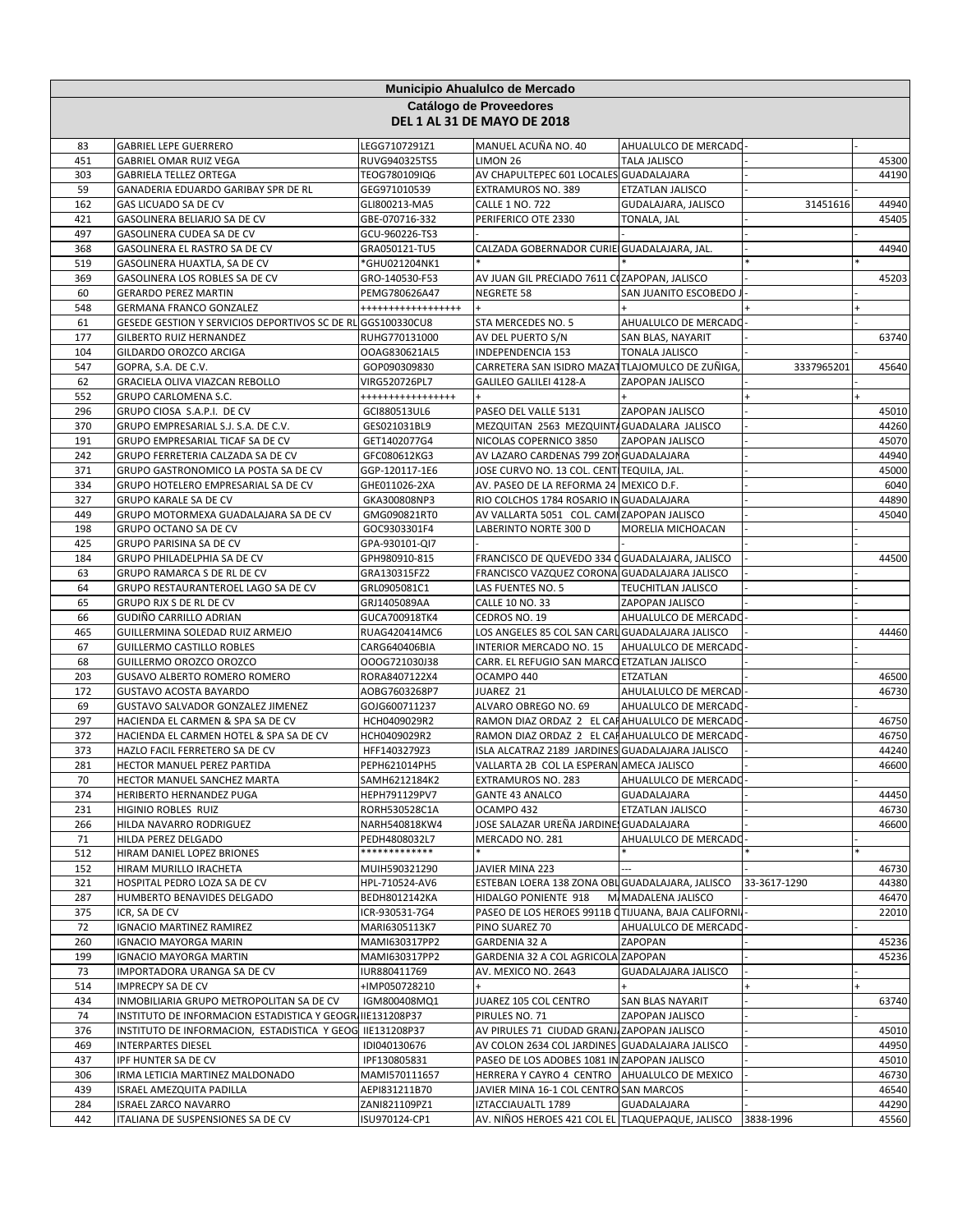| Municipio Ahualulco de Mercado | | | | | | |
|---|---|---|---|---|---|---|
| **Catálogo de Proveedores** | | | | | | |
| **DEL 1 AL 31 DE MAYO DE 2018** | | | | | | |
| 83 | GABRIEL LEPE GUERRERO | LEGG7107291Z1 | MANUEL ACUÑA NO. 40 | AHUALULCO DE MERCADO | - | - |
| 451 | GABRIEL OMAR RUIZ VEGA | RUVG940325TS5 | LIMON 26 | TALA JALISCO | - | 45300 |
| 303 | GABRIELA TELLEZ ORTEGA | TEOG780109IQ6 | AV CHAPULTEPEC 601 LOCALES | GUADALAJARA | - | 44190 |
| 59 | GANADERIA EDUARDO GARIBAY SPR DE RL | GEG971010539 | EXTRAMUROS NO. 389 | ETZATLAN JALISCO | - | - |
| 162 | GAS LICUADO SA DE CV | GLI800213-MA5 | CALLE 1 NO. 722 | GUDALAJARA, JALISCO | 31451616 | 44940 |
| 421 | GASOLINERA BELIARJO SA DE CV | GBE-070716-332 | PERIFERICO OTE 2330 | TONALA, JAL | - | 45405 |
| 497 | GASOLINERA CUDEA SA DE CV | GCU-960226-TS3 | - | - | - | - |
| 368 | GASOLINERA EL RASTRO SA DE CV | GRA050121-TU5 | CALZADA GOBERNADOR CURIE | GUADALAJARA, JAL. | - | 44940 |
| 519 | GASOLINERA HUAXTLA, SA DE CV | *GHU021204NK1 | * | * | * | * |
| 369 | GASOLINERA LOS ROBLES SA DE CV | GRO-140530-F53 | AV JUAN GIL PRECIADO 7611 C | ZAPOPAN, JALISCO | - | 45203 |
| 60 | GERARDO PEREZ MARTIN | PEMG780626A47 | NEGRETE 58 | SAN JUANITO ESCOBEDO J | - | - |
| 548 | GERMANA FRANCO GONZALEZ | +++++++++++++++++ | + | + | + | + |
| 61 | GESEDE GESTION Y SERVICIOS DEPORTIVOS SC DE RL | GGS100330CU8 | STA MERCEDES NO. 5 | AHUALULCO DE MERCADO | - | - |
| 177 | GILBERTO RUIZ HERNANDEZ | RUHG770131000 | AV DEL PUERTO S/N | SAN BLAS, NAYARIT | - | 63740 |
| 104 | GILDARDO OROZCO ARCIGA | OOAG830621AL5 | INDEPENDENCIA 153 | TONALA JALISCO | - | - |
| 547 | GOPRA, S.A. DE C.V. | GOP090309830 | CARRETERA SAN ISIDRO MAZAT | TLAJOMULCO DE ZUÑIGA, | 3337965201 | 45640 |
| 62 | GRACIELA OLIVA VIAZCAN REBOLLO | VIRG520726PL7 | GALILEO GALILEI 4128-A | ZAPOPAN JALISCO | - | - |
| 552 | GRUPO CARLOMENA S.C. | ++++++++++++++++ | + | + | + | + |
| 296 | GRUPO CIOSA S.A.P.I. DE CV | GCI880513UL6 | PASEO DEL VALLE 5131 | ZAPOPAN JALISCO | - | 45010 |
| 370 | GRUPO EMPRESARIAL S.J. S.A. DE C.V. | GES021031BL9 | MEZQUITAN 2563 MEZQUINTA | GUADALARA JALISCO | - | 44260 |
| 191 | GRUPO EMPRESARIAL TICAF SA DE CV | GET1402077G4 | NICOLAS COPERNICO 3850 | ZAPOPAN JALISCO | - | 45070 |
| 242 | GRUPO FERRETERIA CALZADA SA DE CV | GFC080612KG3 | AV LAZARO CARDENAS 799 ZON | GUADALAJARA | - | 44940 |
| 371 | GRUPO GASTRONOMICO LA POSTA SA DE CV | GGP-120117-1E6 | JOSE CURVO NO. 13 COL. CENT | TEQUILA, JAL. | - | 45000 |
| 334 | GRUPO HOTELERO EMPRESARIAL SA DE CV | GHE011026-2XA | AV. PASEO DE LA REFORMA 24 | MEXICO D.F. | - | 6040 |
| 327 | GRUPO KARALE SA DE CV | GKA300808NP3 | RIO COLCHOS 1784 ROSARIO IN | GUADALAJARA | - | 44890 |
| 449 | GRUPO MOTORMEXA GUADALAJARA SA DE CV | GMG090821RT0 | AV VALLARTA 5051 COL. CAMI | ZAPOPAN JALISCO | - | 45040 |
| 198 | GRUPO OCTANO SA DE CV | GOC9303301F4 | LABERINTO NORTE 300 D | MORELIA MICHOACAN | - | - |
| 425 | GRUPO PARISINA SA DE CV | GPA-930101-QI7 | - | - | - | - |
| 184 | GRUPO PHILADELPHIA SA DE CV | GPH980910-815 | FRANCISCO DE QUEVEDO 334 C | GUADALAJARA, JALISCO | - | 44500 |
| 63 | GRUPO RAMARCA S DE RL DE CV | GRA130315FZ2 | FRANCISCO VAZQUEZ CORONA | GUADALAJARA JALISCO | - | - |
| 64 | GRUPO RESTAURANTEROEL LAGO SA DE CV | GRL0905081C1 | LAS FUENTES NO. 5 | TEUCHITLAN JALISCO | - | - |
| 65 | GRUPO RJX S DE RL DE CV | GRJ1405089AA | CALLE 10 NO. 33 | ZAPOPAN JALISCO | - | - |
| 66 | GUDIÑO CARRILLO ADRIAN | GUCA700918TK4 | CEDROS NO. 19 | AHUALULCO DE MERCADO | - | - |
| 465 | GUILLERMINA SOLEDAD RUIZ ARMEJO | RUAG420414MC6 | LOS ANGELES 85 COL SAN CARL | GUADALAJARA JALISCO | - | 44460 |
| 67 | GUILLERMO CASTILLO ROBLES | CARG640406BIA | INTERIOR MERCADO NO. 15 | AHUALULCO DE MERCADO | - | - |
| 68 | GUILLERMO OROZCO OROZCO | OOOG721030J38 | CARR. EL REFUGIO SAN MARCO | ETZATLAN JALISCO | - | - |
| 203 | GUSAVO ALBERTO ROMERO ROMERO | RORA8407122X4 | OCAMPO 440 | ETZATLAN | - | 46500 |
| 172 | GUSTAVO ACOSTA BAYARDO | AOBG7603268P7 | JUAREZ 21 | AHUALULCO DE MERCAD | - | 46730 |
| 69 | GUSTAVO SALVADOR GONZALEZ JIMENEZ | GOJG600711237 | ALVARO OBREGO NO. 69 | AHUALULCO DE MERCADO | - | - |
| 297 | HACIENDA EL CARMEN & SPA SA DE CV | HCH0409029R2 | RAMON DIAZ ORDAZ 2 EL CAR | AHUALULCO DE MERCADO | - | 46750 |
| 372 | HACIENDA EL CARMEN HOTEL & SPA SA DE CV | HCH0409029R2 | RAMON DIAZ ORDAZ 2 EL CAR | AHUALULCO DE MERCADO | - | 46750 |
| 373 | HAZLO FACIL FERRETERO SA DE CV | HFF1403279Z3 | ISLA ALCATRAZ 2189 JARDINES | GUADALAJARA JALISCO | - | 44240 |
| 281 | HECTOR MANUEL PEREZ PARTIDA | PEPH621014PH5 | VALLARTA 2B COL LA ESPERAN | AMECA JALISCO | - | 46600 |
| 70 | HECTOR MANUEL SANCHEZ MARTA | SAMH6212184K2 | EXTRAMUROS NO. 283 | AHUALULCO DE MERCADO | - | - |
| 374 | HERIBERTO HERNANDEZ PUGA | HEPH791129PV7 | GANTE 43 ANALCO | GUADALAJARA | - | 44450 |
| 231 | HIGINIO ROBLES RUIZ | RORH530528C1A | OCAMPO 432 | ETZATLAN JALISCO | - | 46730 |
| 266 | HILDA NAVARRO RODRIGUEZ | NARH540818KW4 | JOSE SALAZAR UREÑA JARDINE | GUADALAJARA | - | 46600 |
| 71 | HILDA PEREZ DELGADO | PEDH4808032L7 | MERCADO NO. 281 | AHUALULCO DE MERCADO | - | - |
| 512 | HIRAM DANIEL LOPEZ BRIONES | ************* | * | * | * | * |
| 152 | HIRAM MURILLO IRACHETA | MUIH590321290 | JAVIER MINA 223 | --- | - | 46730 |
| 321 | HOSPITAL PEDRO LOZA SA DE CV | HPL-710524-AV6 | ESTEBAN LOERA 138 ZONA OBL | GUADALAJARA, JALISCO | 33-3617-1290 | 44380 |
| 287 | HUMBERTO BENAVIDES DELGADO | BEDH8012142KA | HIDALGO PONIENTE 918 M | MAGDALENA JALISCO | - | 46470 |
| 375 | ICR, SA DE CV | ICR-930531-7G4 | PASEO DE LOS HEROES 9911B C | TIJUANA, BAJA CALIFORNI | - | 22010 |
| 72 | IGNACIO MARTINEZ RAMIREZ | MARI6305113K7 | PINO SUAREZ 70 | AHUALULCO DE MERCADO | - | - |
| 260 | IGNACIO MAYORGA MARIN | MAMI630317PP2 | GARDENIA 32 A | ZAPOPAN | - | 45236 |
| 199 | IGNACIO MAYORGA MARTIN | MAMI630317PP2 | GARDENIA 32 A COL AGRICOLA | ZAPOPAN | - | 45236 |
| 73 | IMPORTADORA URANGA SA DE CV | IUR880411769 | AV. MEXICO NO. 2643 | GUADALAJARA JALISCO | - | - |
| 514 | IMPRECPY SA DE CV | +IMP050728210 | + | + | + | + |
| 434 | INMOBILIARIA GRUPO METROPOLITAN SA DE CV | IGM800408MQ1 | JUAREZ 105 COL CENTRO | SAN BLAS NAYARIT | - | 63740 |
| 74 | INSTITUTO DE INFORMACION ESTADISTICA Y GEOGR | IIE131208P37 | PIRULES NO. 71 | ZAPOPAN JALISCO | - | - |
| 376 | INSTITUTO DE INFORMACION, ESTADISTICA Y GEOG | IIE131208P37 | AV PIRULES 71 CIUDAD GRANJ | ZAPOPAN JALISCO | - | 45010 |
| 469 | INTERPARTES DIESEL | IDI040130676 | AV COLON 2634 COL JARDINES | GUADALAJARA JALISCO | - | 44950 |
| 437 | IPF HUNTER SA DE CV | IPF130805831 | PASEO DE LOS ADOBES 1081 IN | ZAPOPAN JALISCO | - | 45010 |
| 306 | IRMA LETICIA MARTINEZ MALDONADO | MAMI570111657 | HERRERA Y CAYRO 4 CENTRO | AHUALULCO DE MEXICO | - | 46730 |
| 439 | ISRAEL AMEZQUITA PADILLA | AEPI831211B70 | JAVIER MINA 16-1 COL CENTRO | SAN MARCOS | - | 46540 |
| 284 | ISRAEL ZARCO NAVARRO | ZANI821109PZ1 | IZTACCIAUALTL 1789 | GUADALAJARA | - | 44290 |
| 442 | ITALIANA DE SUSPENSIONES SA DE CV | ISU970124-CP1 | AV. NIÑOS HEROES 421 COL EL | TLAQUEPAQUE, JALISCO | 3838-1996 | 45560 |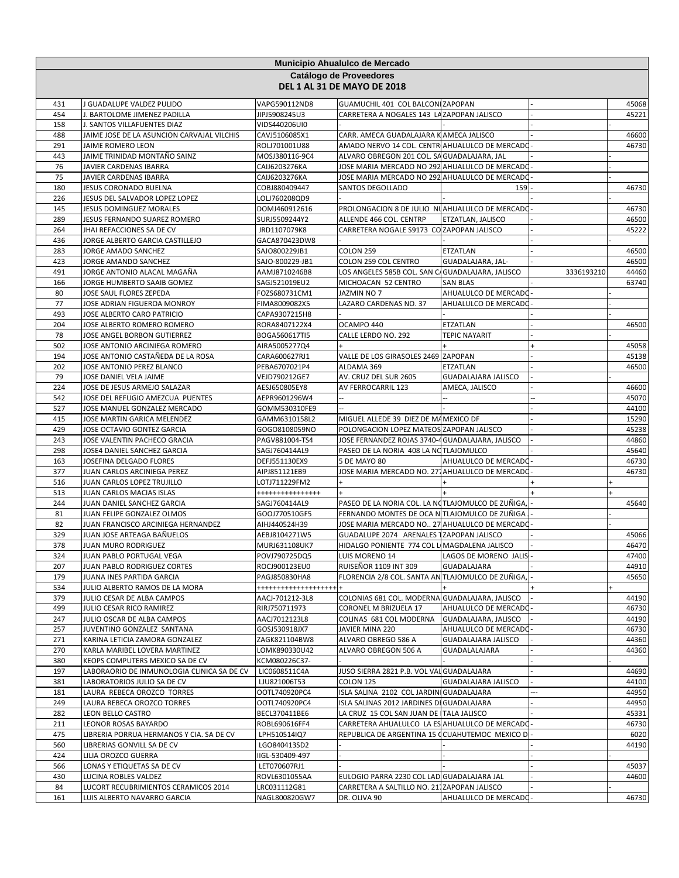| Municipio Ahualulco de Mercado | | | | | | |
|---|---|---|---|---|---|---|
| **Catálogo de Proveedores** | | | | | | |
| **DEL 1 AL 31 DE MAYO DE 2018** | | | | | | |
| 431 | J GUADALUPE VALDEZ PULIDO | VAPG590112ND8 | GUAMUCHIL 401 COL BALCON | ZAPOPAN | - | 45068 |
| 454 | J. BARTOLOME JIMENEZ PADILLA | JIPJ5908245U3 | CARRETERA A NOGALES 143 LA | ZAPOPAN JALISCO | - | 45221 |
| 158 | J. SANTOS VILLAFUENTES DIAZ | VIDS440206UI0 | - | - | - | - |
| 488 | JAIME JOSE DE LA ASUNCION CARVAJAL VILCHIS | CAVJ5106085X1 | CARR. AMECA GUADALAJARA K | AMECA JALISCO | - | 46600 |
| 291 | JAIME ROMERO LEON | ROLJ701001U88 | AMADO NERVO 14 COL. CENTR | AHUALULCO DE MERCADO | - | 46730 |
| 443 | JAIME TRINIDAD MONTAÑO SAINZ | MOSJ380116-9C4 | ALVARO OBREGON 201 COL. SA | GUADALAJARA, JAL | - | - |
| 76 | JAVIER CARDENAS IBARRA | CAIJ6203276KA | JOSE MARIA MERCADO NO 292 | AHUALULCO DE MERCADO | - | - |
| 75 | JAVIER CARDENAS IBARRA | CAIJ6203276KA | JOSE MARIA MERCADO NO 292 | AHUALULCO DE MERCADO | - | - |
| 180 | JESUS CORONADO BUELNA | COBJ880409447 | SANTOS DEGOLLADO | 159 | - | 46730 |
| 226 | JESUS DEL SALVADOR LOPEZ LOPEZ | LOLJ760208QD9 | - | - | - | - |
| 145 | JESUS DOMINGUEZ MORALES | DOMJ460912616 | PROLONGACION 8 DE JULIO N | AHUALULCO DE MERCADO | - | 46730 |
| 289 | JESUS FERNANDO SUAREZ ROMERO | SURJ5509244Y2 | ALLENDE 466 COL. CENTRP | ETZATLAN, JALISCO | - | 46500 |
| 264 | JHAI REFACCIONES SA DE CV | JRD1107079K8 | CARRETERA NOGALE S9173 CO | ZAPOPAN JALISCO | - | 45222 |
| 436 | JORGE ALBERTO GARCIA CASTILLEJO | GACA870423DW8 | - | - | - | - |
| 283 | JORGE AMADO SANCHEZ | SAJO800229JB1 | COLON 259 | ETZATLAN | - | 46500 |
| 423 | JORGE AMANDO SANCHEZ | SAJO-800229-JB1 | COLON 259 COL CENTRO | GUADALAJARA, JAL- | - | 46500 |
| 491 | JORGE ANTONIO ALACAL MAGAÑA | AAMJ8710246B8 | LOS ANGELES 585B COL. SAN C | GUADALAJARA, JALISCO | 3336193210 | 44460 |
| 166 | JORGE HUMBERTO SAAIB GOMEZ | SAGJ521019EU2 | MICHOACAN 52 CENTRO | SAN BLAS | - | 63740 |
| 80 | JOSE SAUL FLORES ZEPEDA | FOZS680731CM1 | JAZMIN NO 7 | AHUALULCO DE MERCADO | - | - |
| 77 | JOSE ADRIAN FIGUEROA MONROY | FIMA8009082X5 | LAZARO CARDENAS NO. 37 | AHUALULCO DE MERCADO | - | - |
| 493 | JOSE ALBERTO CARO PATRICIO | CAPA9307215H8 | - | - | - | - |
| 204 | JOSE ALBERTO ROMERO ROMERO | RORA8407122X4 | OCAMPO 440 | ETZATLAN | - | 46500 |
| 78 | JOSE ANGEL BORBON GUTIERREZ | BOGA560617TI5 | CALLE LERDO NO. 292 | TEPIC NAYARIT | - | - |
| 502 | JOSE ANTONIO ARCINIEGA ROMERO | AIRA5005277Q4 | + | + | + | 45058 |
| 194 | JOSE ANTONIO CASTAÑEDA DE LA ROSA | CARA600627RJ1 | VALLE DE LOS GIRASOLES 2469 | ZAPOPAN | - | 45138 |
| 202 | JOSE ANTONIO PEREZ BLANCO | PEBA6707021P4 | ALDAMA 369 | ETZATLAN | - | 46500 |
| 79 | JOSE DANIEL VELA JAIME | VEJD790212GE7 | AV. CRUZ DEL SUR 2605 | GUADALAJARA JALISCO | - | - |
| 224 | JOSE DE JESUS ARMEJO SALAZAR | AESJ650805EY8 | AV FERROCARRIL 123 | AMECA, JALISCO | - | 46600 |
| 542 | JOSE DEL REFUGIO AMEZCUA PUENTES | AEPR9601296W4 | -- | -- | -- | 45070 |
| 527 | JOSE MANUEL GONZALEZ MERCADO | GOMM530310FE9 | -- | - | - | 44100 |
| 415 | JOSE MARTIN GARICA MELENDEZ | GAMM6310158L2 | MIGUEL ALLEDE 39 DIEZ DE MA | MEXICO DF | - | 15290 |
| 429 | JOSE OCTAVIO GONTEZ GARCIA | GOGO8108059NO | POLONGACION LOPEZ MATEOS | ZAPOPAN JALISCO | - | 45238 |
| 243 | JOSE VALENTIN PACHECO GRACIA | PAGV881004-TS4 | JOSE FERNANDEZ ROJAS 3740-4 | GUADALAJARA, JALISCO | - | 44860 |
| 298 | JOSE4 DANIEL SANCHEZ GARCIA | SAGJ760414AL9 | PASEO DE LA NORIA 408 LA NO | TLAJOMULCO | - | 45640 |
| 163 | JOSEFINA DELGADO FLORES | DEFJ551130EX9 | 5 DE MAYO 80 | AHUALULCO DE MERCADO | - | 46730 |
| 377 | JUAN CARLOS ARCINIEGA PEREZ | AIPJ851121EB9 | JOSE MARIA MERCADO NO. 27 | AHUALULCO DE MERCADO | - | 46730 |
| 516 | JUAN CARLOS LOPEZ TRUJILLO | LOTJ711229FM2 | + | + | + | + |
| 513 | JUAN CARLOS MACIAS ISLAS | +++++++++++++++ | + | + | + | + |
| 244 | JUAN DANIEL SANCHEZ GARCIA | SAGJ760414AL9 | PASEO DE LA NORIA COL. LA N | TLAJOMULCO DE ZUÑIGA, | - | 45640 |
| 81 | JUAN FELIPE GONZALEZ OLMOS | GOOJ770510GF5 | FERNANDO MONTES DE OCA N | TLAJOMULCO DE ZUÑIGA J | - | - |
| 82 | JUAN FRANCISCO ARCINIEGA HERNANDEZ | AIHJ440524H39 | JOSE MARIA MERCADO NO.. 27 | AHUALULCO DE MERCADO | - | - |
| 329 | JUAN JOSE ARTEAGA BAÑUELOS | AEBJ8104271W5 | GUADALUPE 2074 ARENALES T | ZAPOPAN JALISCO | - | 45066 |
| 378 | JUAN MURO RODRIGUEZ | MURJ631108UK7 | HIDALGO PONIENTE 774 COL L | MAGDALENA JALISCO | - | 46470 |
| 324 | JUAN PABLO PORTUGAL VEGA | POVJ790725DQ5 | LUIS MORENO 14 | LAGOS DE MORENO JALIS | - | 47400 |
| 207 | JUAN PABLO RODRIGUEZ CORTES | ROCJ900123EU0 | RUISEÑOR 1109 INT 309 | GUADALAJARA | - | 44910 |
| 179 | JUANA INES PARTIDA GARCIA | PAGJ850830HA8 | FLORENCIA 2/8 COL. SANTA AN | TLAJOMULCO DE ZUÑIGA, | - | 45650 |
| 534 | JULIO ALBERTO RAMOS DE LA MORA | +++++++++++++++++++ | + | + | + | + |
| 379 | JULIO CESAR DE ALBA CAMPOS | AACJ-701212-3L8 | COLONIAS 681 COL. MODERNA | GUADALAJARA, JALISCO | - | 44190 |
| 499 | JULIO CESAR RICO RAMIREZ | RIRJ750711973 | CORONEL M BRIZUELA 17 | AHUALULCO DE MERCADO | - | 46730 |
| 247 | JULIO OSCAR DE ALBA CAMPOS | AACJ7012123L8 | COLINAS 681 COL MODERNA | GUADALAJARA, JALISCO | - | 44190 |
| 257 | JUVENTINO GONZALEZ SANTANA | GOSJ530918JX7 | JAVIER MINA 220 | AHUALULCO DE MERCADO | - | 46730 |
| 271 | KARINA LETICIA ZAMORA GONZALEZ | ZAGK821104BW8 | ALVARO OBREGO 586 A | GUADALAJARA JALISCO | - | 44360 |
| 270 | KARLA MARIBEL LOVERA MARTINEZ | LOMK890330U42 | ALVARO OBREGON 506 A | GUADALALAJARA | - | 44360 |
| 380 | KEOPS COMPUTERS MEXICO SA DE CV | KCM080226C37- | - | - | - | - |
| 197 | LABORAORIO DE INMUNOLOGIA CLINICA SA DE CV | LIC0608511C4A | JUSO SIERRA 2821 P.B. VOL VAL | GUADALAJARA | - | 44690 |
| 381 | LABORATORIOS JULIO SA DE CV | LJU821006T53 | COLON 125 | GUADALAJARA JALISCO | - | 44100 |
| 181 | LAURA REBECA OROZCO TORRES | OOTL740920PC4 | ISLA SALINA 2102 COL JARDIN | GUADALAJARA | --- | 44950 |
| 249 | LAURA REBECA OROZCO TORRES | OOTL740920PC4 | ISLA SALINAS 2012 JARDINES D | GUADALAJARA | - | 44950 |
| 282 | LEON BELLO CASTRO | BECL370411BE6 | LA CRUZ 15 COL SAN JUAN DE | TALA JALISCO | - | 45331 |
| 211 | LEONOR ROSAS BAYARDO | ROBL690616FF4 | CARRETERA AHUALULCO LA ES | AHUALULCO DE MERCADO | - | 46730 |
| 475 | LIBRERIA PORRUA HERMANOS Y CIA. SA DE CV | LPH510514IQ7 | REPUBLICA DE ARGENTINA 15 C | CUAHUTEMOC MEXICO D | - | 6020 |
| 560 | LIBRERIAS GONVILL SA DE CV | LGO840413SD2 | - | - | - | 44190 |
| 424 | LILIA OROZCO GUERRA | IIGL-530409-497 | - | - | - | - |
| 566 | LONAS Y ETIQUETAS SA DE CV | LET070607RJ1 | - | - | - | 45037 |
| 430 | LUCINA ROBLES VALDEZ | ROVL6301055AA | EULOGIO PARRA 2230 COL LAD | GUADALAJARA JAL | - | 44600 |
| 84 | LUCORT RECUBRIMIENTOS CERAMICOS 2014 | LRC031112G81 | CARRETERA A SALTILLO NO. 21 | ZAPOPAN JALISCO | - | - |
| 161 | LUIS ALBERTO NAVARRO GARCIA | NAGL800820GW7 | DR. OLIVA 90 | AHUALULCO DE MERCADO | - | 46730 |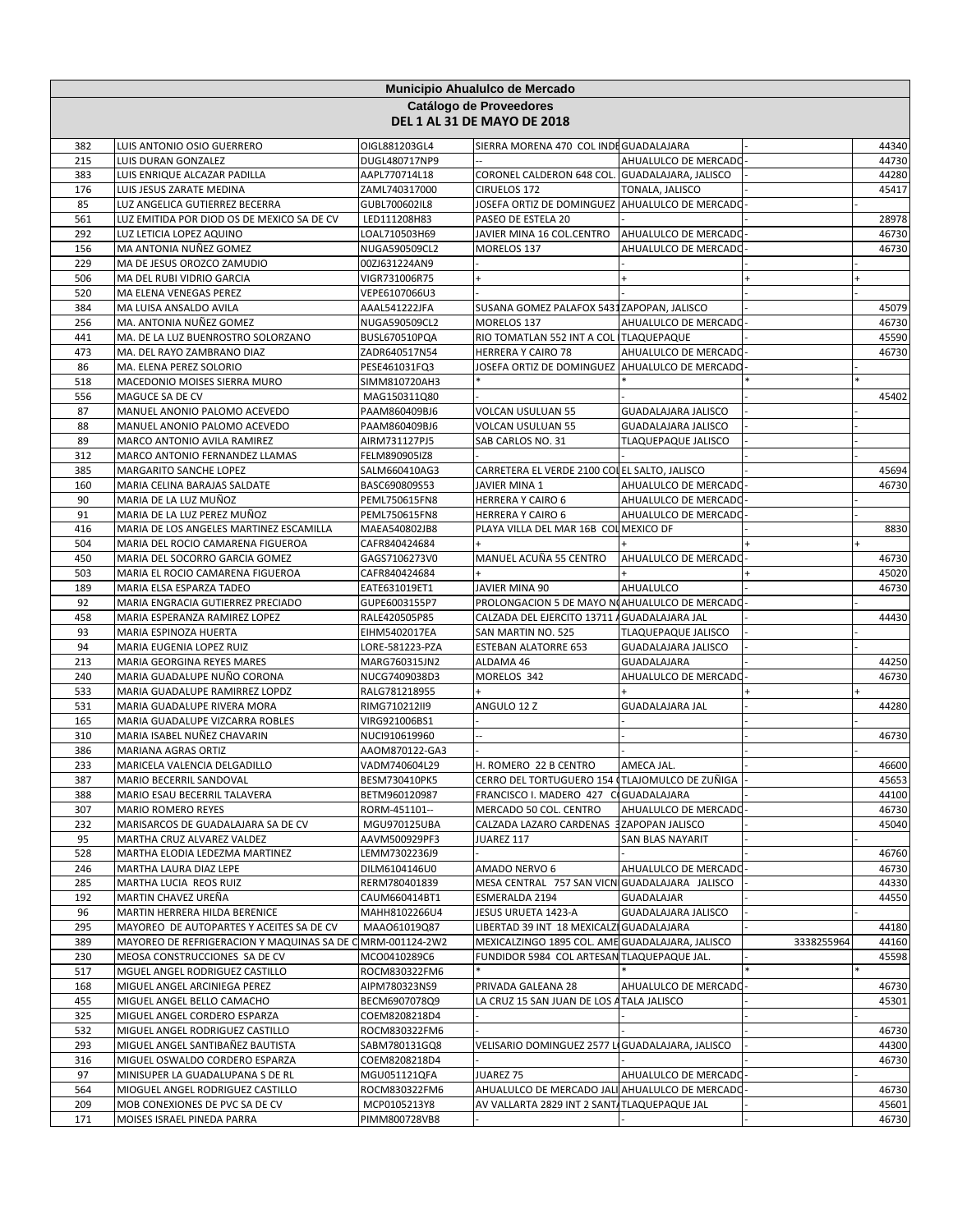| Municipio Ahualulco de Mercado | | | | | | |
|---|---|---|---|---|---|---|
| **Catálogo de Proveedores** | | | | | | |
| **DEL 1 AL 31 DE MAYO DE 2018** | | | | | | |
| 382 | LUIS ANTONIO OSIO GUERRERO | OIGL881203GL4 | SIERRA MORENA 470 COL INDE | GUADALAJARA | - | 44340 |
| 215 | LUIS DURAN GONZALEZ | DUGL480717NP9 | -- | AHUALULCO DE MERCADO | - | 44730 |
| 383 | LUIS ENRIQUE ALCAZAR PADILLA | AAPL770714L18 | CORONEL CALDERON 648 COL. | GUADALAJARA, JALISCO | - | 44280 |
| 176 | LUIS JESUS ZARATE MEDINA | ZAML740317000 | CIRUELOS 172 | TONALA, JALISCO | - | 45417 |
| 85 | LUZ ANGELICA GUTIERREZ BECERRA | GUBL700602IL8 | JOSEFA ORTIZ DE DOMINGUEZ | AHUALULCO DE MERCADO | - | - |
| 561 | LUZ EMITIDA POR DIOD OS DE MEXICO SA DE CV | LED111208H83 | PASEO DE ESTELA 20 | - | - | 28978 |
| 292 | LUZ LETICIA LOPEZ AQUINO | LOAL710503H69 | JAVIER MINA 16 COL.CENTRO | AHUALULCO DE MERCADO | - | 46730 |
| 156 | MA ANTONIA NUÑEZ GOMEZ | NUGA590509CL2 | MORELOS 137 | AHUALULCO DE MERCADO | - | 46730 |
| 229 | MA DE JESUS OROZCO ZAMUDIO | 00ZJ631224AN9 | - | - | - | - |
| 506 | MA DEL RUBI VIDRIO GARCIA | VIGR731006R75 | + | + | + | + |
| 520 | MA ELENA VENEGAS PEREZ | VEPE6107066U3 | - | - | - | - |
| 384 | MA LUISA ANSALDO AVILA | AAAL541222JFA | SUSANA GOMEZ PALAFOX 5431 | ZAPOPAN, JALISCO | - | 45079 |
| 256 | MA. ANTONIA NUÑEZ GOMEZ | NUGA590509CL2 | MORELOS 137 | AHUALULCO DE MERCADO | - | 46730 |
| 441 | MA. DE LA LUZ BUENROSTRO SOLORZANO | BUSL670510PQA | RIO TOMATLAN 552 INT A COL | TLAQUEPAQUE | - | 45590 |
| 473 | MA. DEL RAYO ZAMBRANO DIAZ | ZADR640517N54 | HERRERA Y CAIRO 78 | AHUALULCO DE MERCADO | - | 46730 |
| 86 | MA. ELENA PEREZ SOLORIO | PESE461031FQ3 | JOSEFA ORTIZ DE DOMINGUEZ | AHUALULCO DE MERCADO | - | - |
| 518 | MACEDONIO MOISES SIERRA MURO | SIMM810720AH3 | * | * | * | * |
| 556 | MAGUCE SA DE CV | MAG150311Q80 | - | - | - | 45402 |
| 87 | MANUEL ANONIO PALOMO ACEVEDO | PAAM860409BJ6 | VOLCAN USULUAN 55 | GUADALAJARA JALISCO | - | - |
| 88 | MANUEL ANONIO PALOMO ACEVEDO | PAAM860409BJ6 | VOLCAN USULUAN 55 | GUADALAJARA JALISCO | - | - |
| 89 | MARCO ANTONIO AVILA RAMIREZ | AIRM731127PJ5 | SAB CARLOS NO. 31 | TLAQUEPAQUE JALISCO | - | - |
| 312 | MARCO ANTONIO FERNANDEZ LLAMAS | FELM890905IZ8 | - | - | - | - |
| 385 | MARGARITO SANCHE LOPEZ | SALM660410AG3 | CARRETERA EL VERDE 2100 COL | EL SALTO, JALISCO | - | 45694 |
| 160 | MARIA CELINA BARAJAS SALDATE | BASC690809S53 | JAVIER MINA 1 | AHUALULCO DE MERCADO | - | 46730 |
| 90 | MARIA DE LA LUZ MUÑOZ | PEML750615FN8 | HERRERA Y CAIRO 6 | AHUALULCO DE MERCADO | - | - |
| 91 | MARIA DE LA LUZ PEREZ MUÑOZ | PEML750615FN8 | HERRERA Y CAIRO 6 | AHUALULCO DE MERCADO | - | - |
| 416 | MARIA DE LOS ANGELES MARTINEZ ESCAMILLA | MAEA540802JB8 | PLAYA VILLA DEL MAR 16B COL | MEXICO DF | - | 8830 |
| 504 | MARIA DEL ROCIO CAMARENA FIGUEROA | CAFR840424684 | + | + | + | + |
| 450 | MARIA DEL SOCORRO GARCIA GOMEZ | GAGS7106273V0 | MANUEL ACUÑA 55 CENTRO | AHUALULCO DE MERCADO | - | 46730 |
| 503 | MARIA EL ROCIO CAMARENA FIGUEROA | CAFR840424684 | + | + | + | 45020 |
| 189 | MARIA ELSA ESPARZA TADEO | EATE631019ET1 | JAVIER MINA 90 | AHUALULCO | - | 46730 |
| 92 | MARIA ENGRACIA GUTIERREZ PRECIADO | GUPE6003155P7 | PROLONGACION 5 DE MAYO N | AHUALULCO DE MERCADO | - | - |
| 458 | MARIA ESPERANZA RAMIREZ LOPEZ | RALE420505P85 | CALZADA DEL EJERCITO 13711 A | GUADALAJARA JAL | - | 44430 |
| 93 | MARIA ESPINOZA HUERTA | EIHM5402017EA | SAN MARTIN NO. 525 | TLAQUEPAQUE JALISCO | - | - |
| 94 | MARIA EUGENIA LOPEZ RUIZ | LORE-581223-PZA | ESTEBAN ALATORRE 653 | GUADALAJARA JALISCO | - | - |
| 213 | MARIA GEORGINA REYES MARES | MARG760315JN2 | ALDAMA 46 | GUADALAJARA | - | 44250 |
| 240 | MARIA GUADALUPE NUÑO CORONA | NUCG7409038D3 | MORELOS 342 | AHUALULCO DE MERCADO | - | 46730 |
| 533 | MARIA GUADALUPE RAMIRREZ LOPDZ | RALG781218955 | + | + | + | + |
| 531 | MARIA GUADALUPE RIVERA MORA | RIMG710212II9 | ANGULO 12 Z | GUADALAJARA JAL | - | 44280 |
| 165 | MARIA GUADALUPE VIZCARRA ROBLES | VIRG921006BS1 | - | - | - | - |
| 310 | MARIA ISABEL NUÑEZ CHAVARIN | NUCI910619960 | -- | - | - | 46730 |
| 386 | MARIANA AGRAS ORTIZ | AAOM870122-GA3 | - | - | - | - |
| 233 | MARICELA VALENCIA DELGADILLO | VADM740604L29 | H. ROMERO 22 B CENTRO | AMECA JAL. | - | 46600 |
| 387 | MARIO BECERRIL SANDOVAL | BESM730410PK5 | CERRO DEL TORTUGUERO 154 ( | TLAJOMULCO DE ZUÑIGA | - | 45653 |
| 388 | MARIO ESAU BECERRIL TALAVERA | BETM960120987 | FRANCISCO I. MADERO 427 C | GUADALAJARA | - | 44100 |
| 307 | MARIO ROMERO REYES | RORM-451101-- | MERCADO 50 COL. CENTRO | AHUALULCO DE MERCADO | - | 46730 |
| 232 | MARISARCOS DE GUADALAJARA SA DE CV | MGU970125UBA | CALZADA LAZARO CARDENAS 3 | ZAPOPAN JALISCO | - | 45040 |
| 95 | MARTHA CRUZ ALVAREZ VALDEZ | AAVM500929PF3 | JUAREZ 117 | SAN BLAS NAYARIT | - | - |
| 528 | MARTHA ELODIA LEDEZMA MARTINEZ | LEMM7302236J9 | - | - | - | 46760 |
| 246 | MARTHA LAURA DIAZ LEPE | DILM6104146U0 | AMADO NERVO 6 | AHUALULCO DE MERCADO | - | 46730 |
| 285 | MARTHA LUCIA REOS RUIZ | RERM780401839 | MESA CENTRAL 757 SAN VICN | GUADALAJARA JALISCO | - | 44330 |
| 192 | MARTIN CHAVEZ UREÑA | CAUM660414BT1 | ESMERALDA 2194 | GUADALAJAR | - | 44550 |
| 96 | MARTIN HERRERA HILDA BERENICE | MAHH8102266U4 | JESUS URUETA 1423-A | GUADALAJARA JALISCO | - | - |
| 295 | MAYOREO DE AUTOPARTES Y ACEITES SA DE CV | MAAO61019Q87 | LIBERTAD 39 INT 18 MEXICALZI | GUADALAJARA | - | 44180 |
| 389 | MAYOREO DE REFRIGERACION Y MAQUINAS SA DE C | MRM-001124-2W2 | MEXICALZINGO 1895 COL. AME | GUADALAJARA, JALISCO | 3338255964 | 44160 |
| 230 | MEOSA CONSTRUCCIONES SA DE CV | MCO0410289C6 | FUNDIDOR 5984 COL ARTESAN | TLAQUEPAQUE JAL. | - | 45598 |
| 517 | MGUEL ANGEL RODRIGUEZ CASTILLO | ROCM830322FM6 | * | * | * | * |
| 168 | MIGUEL ANGEL ARCINIEGA PEREZ | AIPM780323NS9 | PRIVADA GALEANA 28 | AHUALULCO DE MERCADO | - | 46730 |
| 455 | MIGUEL ANGEL BELLO CAMACHO | BECM6907078Q9 | LA CRUZ 15 SAN JUAN DE LOS A | TALA JALISCO | - | 45301 |
| 325 | MIGUEL ANGEL CORDERO ESPARZA | COEM8208218D4 | - | - | - | - |
| 532 | MIGUEL ANGEL RODRIGUEZ CASTILLO | ROCM830322FM6 | - | - | - | 46730 |
| 293 | MIGUEL ANGEL SANTIBAÑEZ BAUTISTA | SABM780131GQ8 | VELISARIO DOMINGUEZ 2577 L | GUADALAJARA, JALISCO | - | 44300 |
| 316 | MIGUEL OSWALDO CORDERO ESPARZA | COEM8208218D4 | - | - | - | 46730 |
| 97 | MINISUPER LA GUADALUPANA S DE RL | MGU051121QFA | JUAREZ 75 | AHUALULCO DE MERCADO | - | - |
| 564 | MIOGUEL ANGEL RODRIGUEZ CASTILLO | ROCM830322FM6 | AHUALULCO DE MERCADO JALI | AHUALULCO DE MERCADO | - | 46730 |
| 209 | MOB CONEXIONES DE PVC SA DE CV | MCP0105213Y8 | AV VALLARTA 2829 INT 2 SANT | TLAQUEPAQUE JAL | - | 45601 |
| 171 | MOISES ISRAEL PINEDA PARRA | PIMM800728VB8 | - | - | - | 46730 |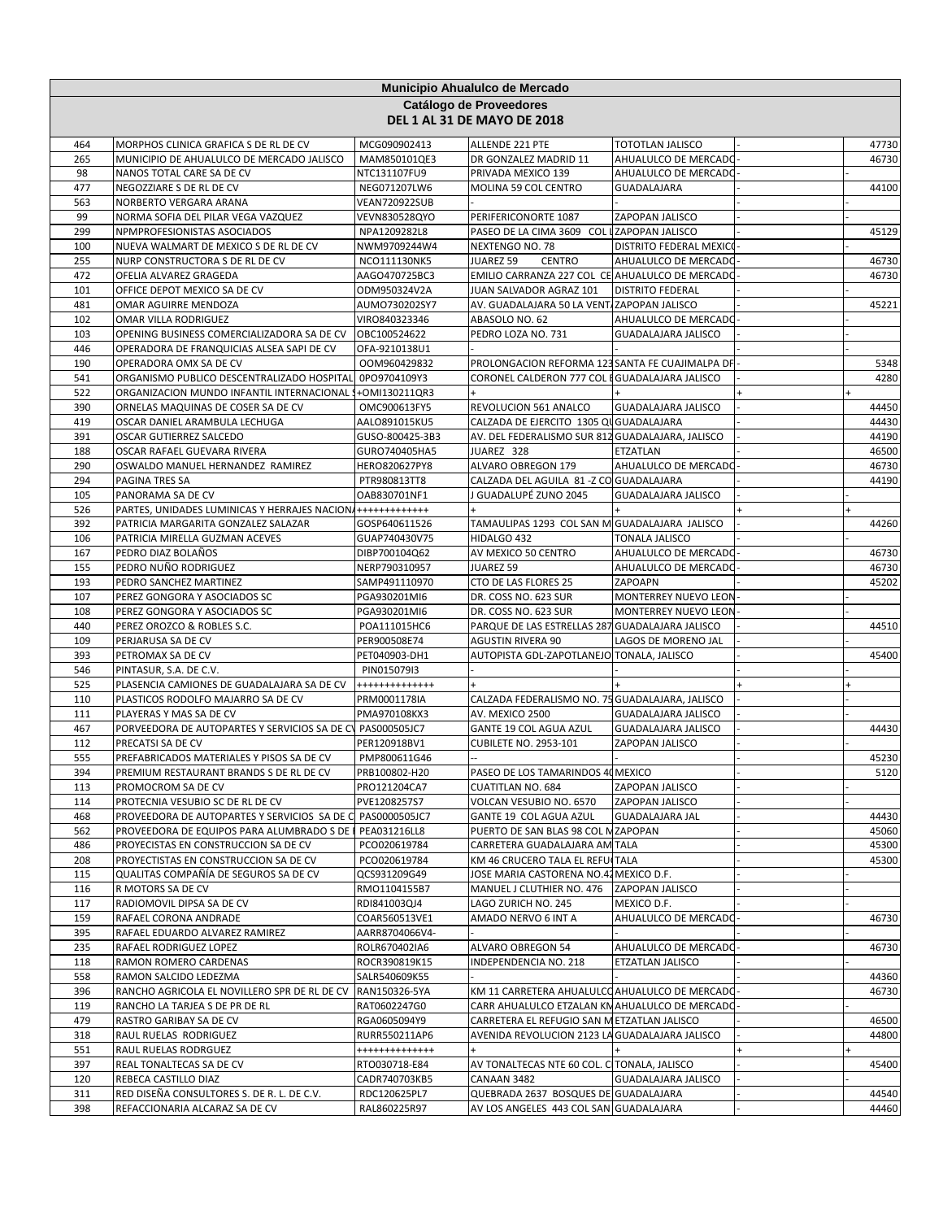# Municipio Ahualulco de Mercado

## Catálogo de Proveedores

## DEL 1 AL 31 DE MAYO DE 2018

| | | | | | | |
|---|---|---|---|---|---|---|
| 464 | MORPHOS CLINICA GRAFICA S DE RL DE CV | MCG090902413 | ALLENDE 221 PTE | TOTOTLAN JALISCO | - | 47730 |
| 265 | MUNICIPIO DE AHUALULCO DE MERCADO JALISCO | MAM850101QE3 | DR GONZALEZ MADRID 11 | AHUALULCO DE MERCADO | - | 46730 |
| 98 | NANOS TOTAL CARE SA DE CV | NTC131107FU9 | PRIVADA MEXICO 139 | AHUALULCO DE MERCADO | - | - |
| 477 | NEGOZZIARE S DE RL DE CV | NEG071207LW6 | MOLINA 59 COL CENTRO | GUADALAJARA | - | 44100 |
| 563 | NORBERTO VERGARA ARANA | VEAN720922SUB | - | - | - | - |
| 99 | NORMA SOFIA DEL PILAR VEGA VAZQUEZ | VEVN830528QYO | PERIFERICONORTE 1087 | ZAPOPAN JALISCO | - | - |
| 299 | NPMPROFESIONISTAS ASOCIADOS | NPA1209282L8 | PASEO DE LA CIMA 3609 COL L | ZAPOPAN JALISCO | - | 45129 |
| 100 | NUEVA WALMART DE MEXICO S DE RL DE CV | NWM9709244W4 | NEXTENGO NO. 78 | DISTRITO FEDERAL MEXICO | - | - |
| 255 | NURP CONSTRUCTORA S DE RL DE CV | NCO111130NK5 | JUAREZ 59 CENTRO | AHUALULCO DE MERCADO | - | 46730 |
| 472 | OFELIA ALVAREZ GRAGEDA | AAGO470725BC3 | EMILIO CARRANZA 227 COL CE | AHUALULCO DE MERCADO | - | 46730 |
| 101 | OFFICE DEPOT MEXICO SA DE CV | ODM950324V2A | JUAN SALVADOR AGRAZ 101 | DISTRITO FEDERAL | - | - |
| 481 | OMAR AGUIRRE MENDOZA | AUMO730202SY7 | AV. GUADALAJARA 50 LA VENTA | ZAPOPAN JALISCO | - | 45221 |
| 102 | OMAR VILLA RODRIGUEZ | VIRO840323346 | ABASOLO NO. 62 | AHUALULCO DE MERCADO | - | - |
| 103 | OPENING BUSINESS COMERCIALIZADORA SA DE CV | OBC100524622 | PEDRO LOZA NO. 731 | GUADALAJARA JALISCO | - | - |
| 446 | OPERADORA DE FRANQUICIAS ALSEA SAPI DE CV | OFA-9210138U1 | - | - | - | - |
| 190 | OPERADORA OMX SA DE CV | OOM960429832 | PROLONGACION REFORMA 123 | SANTA FE CUAJIMALPA DF | - | 5348 |
| 541 | ORGANISMO PUBLICO DESCENTRALIZADO HOSPITAL | 0PO9704109Y3 | CORONEL CALDERON 777 COL E | GUADALAJARA JALISCO | - | 4280 |
| 522 | ORGANIZACION MUNDO INFANTIL INTERNACIONAL S | +OMI130211QR3 | + | + | + | + |
| 390 | ORNELAS MAQUINAS DE COSER SA DE CV | OMC900613FY5 | REVOLUCION 561 ANALCO | GUADALAJARA JALISCO | - | 44450 |
| 419 | OSCAR DANIEL ARAMBULA LECHUGA | AALO891015KU5 | CALZADA DE EJERCITO 1305 QU | GUADALAJARA | - | 44430 |
| 391 | OSCAR GUTIERREZ SALCEDO | GUSO-800425-3B3 | AV. DEL FEDERALISMO SUR 812 | GUADALAJARA, JALISCO | - | 44190 |
| 188 | OSCAR RAFAEL GUEVARA RIVERA | GURO740405HA5 | JUAREZ 328 | ETZATLAN | - | 46500 |
| 290 | OSWALDO MANUEL HERNANDEZ RAMIREZ | HERO820627PY8 | ALVARO OBREGON 179 | AHUALULCO DE MERCADO | - | 46730 |
| 294 | PAGINA TRES SA | PTR980813TT8 | CALZADA DEL AGUILA 81 -Z CO | GUADALAJARA | - | 44190 |
| 105 | PANORAMA SA DE CV | OAB830701NF1 | J GUADALUPÉ ZUNO 2045 | GUADALAJARA JALISCO | - | - |
| 526 | PARTES, UNIDADES LUMINICAS Y HERRAJES NACIONA | +++++++++++++ | + | + | + | + |
| 392 | PATRICIA MARGARITA GONZALEZ SALAZAR | GOSP640611526 | TAMAULIPAS 1293 COL SAN M | GUADALAJARA JALISCO | - | 44260 |
| 106 | PATRICIA MIRELLA GUZMAN ACEVES | GUAP740430V75 | HIDALGO 432 | TONALA JALISCO | - | - |
| 167 | PEDRO DIAZ BOLAÑOS | DIBP700104Q62 | AV MEXICO 50 CENTRO | AHUALULCO DE MERCADO | - | 46730 |
| 155 | PEDRO NUÑO RODRIGUEZ | NERP790310957 | JUAREZ 59 | AHUALULCO DE MERCADO | - | 46730 |
| 193 | PEDRO SANCHEZ MARTINEZ | SAMP491110970 | CTO DE LAS FLORES 25 | ZAPOAPN | - | 45202 |
| 107 | PEREZ GONGORA Y ASOCIADOS SC | PGA930201MI6 | DR. COSS NO. 623 SUR | MONTERREY NUEVO LEON | - | - |
| 108 | PEREZ GONGORA Y ASOCIADOS SC | PGA930201MI6 | DR. COSS NO. 623 SUR | MONTERREY NUEVO LEON | - | - |
| 440 | PEREZ OROZCO & ROBLES S.C. | POA111015HC6 | PARQUE DE LAS ESTRELLAS 287 | GUADALAJARA JALISCO | - | 44510 |
| 109 | PERJARUSA SA DE CV | PER900508E74 | AGUSTIN RIVERA 90 | LAGOS DE MORENO JAL | - | - |
| 393 | PETROMAX SA DE CV | PET040903-DH1 | AUTOPISTA GDL-ZAPOTLANEJO | TONALA, JALISCO | - | 45400 |
| 546 | PINTASUR, S.A. DE C.V. | PIN015079I3 | - | - | - | - |
| 525 | PLASENCIA CAMIONES DE GUADALAJARA SA DE CV | +++++++++++++ | + | + | + | + |
| 110 | PLASTICOS RODOLFO MAJARRO SA DE CV | PRM0001178IA | CALZADA FEDERALISMO NO. 75 | GUADALAJARA, JALISCO | - | - |
| 111 | PLAYERAS Y MAS SA DE CV | PMA970108KX3 | AV. MEXICO 2500 | GUADALAJARA JALISCO | - | - |
| 467 | PORVEEDORA DE AUTOPARTES Y SERVICIOS SA DE CV | PAS000505JC7 | GANTE 19 COL AGUA AZUL | GUADALAJARA JALISCO | - | 44430 |
| 112 | PRECATSI SA DE CV | PER120918BV1 | CUBILETE NO. 2953-101 | ZAPOPAN JALISCO | - | - |
| 555 | PREFABRICADOS MATERIALES Y PISOS SA DE CV | PMP800611G46 | -- | - | - | 45230 |
| 394 | PREMIUM RESTAURANT BRANDS S DE RL DE CV | PRB100802-H20 | PASEO DE LOS TAMARINDOS 40 | MEXICO | - | 5120 |
| 113 | PROMOCROM SA DE CV | PRO121204CA7 | CUATITLAN NO. 684 | ZAPOPAN JALISCO | - | - |
| 114 | PROTECNIA VESUBIO SC DE RL DE CV | PVE1208257S7 | VOLCAN VESUBIO NO. 6570 | ZAPOPAN JALISCO | - | - |
| 468 | PROVEEDORA DE AUTOPARTES Y SERVICIOS SA DE C | PAS0000505JC7 | GANTE 19 COL AGUA AZUL | GUADALAJARA JAL | - | 44430 |
| 562 | PROVEEDORA DE EQUIPOS PARA ALUMBRADO S DE | PEA031216LL8 | PUERTO DE SAN BLAS 98 COL M | ZAPOPAN | - | 45060 |
| 486 | PROYECISTAS EN CONSTRUCCION SA DE CV | PCO020619784 | CARRETERA GUADALAJARA AM | TALA | - | 45300 |
| 208 | PROYECTISTAS EN CONSTRUCCION SA DE CV | PCO020619784 | KM 46 CRUCERO TALA EL REFU | TALA | - | 45300 |
| 115 | QUALITAS COMPAÑÍA DE SEGUROS SA DE CV | QCS931209G49 | JOSE MARIA CASTORENA NO.42 | MEXICO D.F. | - | - |
| 116 | R MOTORS SA DE CV | RMO1104155B7 | MANUEL J CLUTHIER NO. 476 | ZAPOPAN JALISCO | - | - |
| 117 | RADIOMOVIL DIPSA SA DE CV | RDI841003QJ4 | LAGO ZURICH NO. 245 | MEXICO D.F. | - | - |
| 159 | RAFAEL CORONA ANDRADE | COAR560513VE1 | AMADO NERVO 6 INT A | AHUALULCO DE MERCADO | - | 46730 |
| 395 | RAFAEL EDUARDO ALVAREZ RAMIREZ | AARR8704066V4- | - | - | - | - |
| 235 | RAFAEL RODRIGUEZ LOPEZ | ROLR670402IA6 | ALVARO OBREGON 54 | AHUALULCO DE MERCADO | - | 46730 |
| 118 | RAMON ROMERO CARDENAS | ROCR390819K15 | INDEPENDENCIA NO. 218 | ETZATLAN JALISCO | - | - |
| 558 | RAMON SALCIDO LEDEZMA | SALR540609K55 | - | - | - | 44360 |
| 396 | RANCHO AGRICOLA EL NOVILLERO SPR DE RL DE CV | RAN150326-5YA | KM 11 CARRETERA AHUALULCO | AHUALULCO DE MERCADO | - | 46730 |
| 119 | RANCHO LA TARJEA S DE PR DE RL | RAT0602247G0 | CARR AHUALULCO ETZALAN KM | AHUALULCO DE MERCADO | - | - |
| 479 | RASTRO GARIBAY SA DE CV | RGA0605094Y9 | CARRETERA EL REFUGIO SAN M | ETZATLAN JALISCO | - | 46500 |
| 318 | RAUL RUELAS RODRIGUEZ | RURR550211AP6 | AVENIDA REVOLUCION 2123 LA | GUADALAJARA JALISCO | - | 44800 |
| 551 | RAUL RUELAS RODRGUEZ | +++++++++++++ | + | + | + | + |
| 397 | REAL TONALTECAS SA DE CV | RTO030718-E84 | AV TONALTECAS NTE 60 COL. C | TONALA, JALISCO | - | 45400 |
| 120 | REBECA CASTILLO DIAZ | CADR740703KB5 | CANAAN 3482 | GUADALAJARA JALISCO | - | - |
| 311 | RED DISEÑA CONSULTORES S. DE R. L. DE C.V. | RDC120625PL7 | QUEBRADA 2637 BOSQUES DE | GUADALAJARA | - | 44540 |
| 398 | REFACCIONARIA ALCARAZ SA DE CV | RAL860225R97 | AV LOS ANGELES 443 COL SAN | GUADALAJARA | - | 44460 |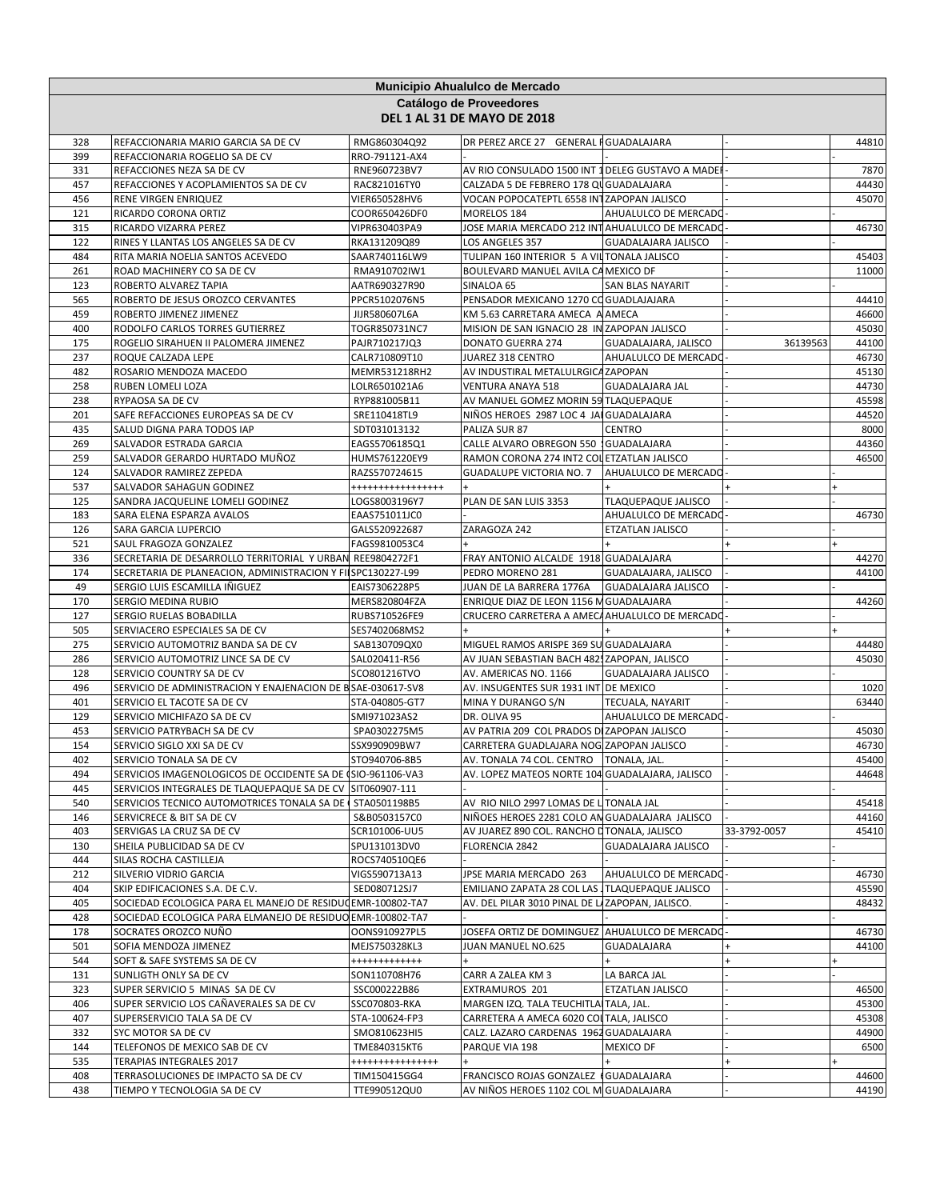**Municipio Ahualulco de Mercado**

**Catálogo de Proveedores**

**DEL 1 AL 31 DE MAYO DE 2018**

| | | | | | | |
|---|---|---|---|---|---|---|
| 328 | REFACCIONARIA MARIO GARCIA SA DE CV | RMG860304Q92 | DR PEREZ ARCE 27 GENERAL F | GUADALAJARA | - | 44810 |
| 399 | REFACCIONARIA ROGELIO SA DE CV | RRO-791121-AX4 | - | - | | - |
| 331 | REFACCIONES NEZA SA DE CV | RNE960723BV7 | AV RIO CONSULADO 1500 INT 1 | DELEG GUSTAVO A MADEI | - | 7870 |
| 457 | REFACCIONES Y ACOPLAMIENTOS SA DE CV | RAC821016TY0 | CALZADA 5 DE FEBRERO 178 QU | GUADALAJARA | - | 44430 |
| 456 | RENE VIRGEN ENRIQUEZ | VIER650528HV6 | VOCAN POPOCATEPTL 6558 INT | ZAPOPAN JALISCO | - | 45070 |
| 121 | RICARDO CORONA ORTIZ | COOR650426DF0 | MORELOS 184 | AHUALULCO DE MERCADO | - | - |
| 315 | RICARDO VIZARRA PEREZ | VIPR630403PA9 | JOSE MARIA MERCADO 212 INT | AHUALULCO DE MERCADO | - | 46730 |
| 122 | RINES Y LLANTAS LOS ANGELES SA DE CV | RKA131209Q89 | LOS ANGELES 357 | GUADALAJARA JALISCO | - | - |
| 484 | RITA MARIA NOELIA SANTOS ACEVEDO | SAAR740116LW9 | TULIPAN 160 INTERIOR 5 A VIL | TONALA JALISCO | - | 45403 |
| 261 | ROAD MACHINERY CO SA DE CV | RMA910702IW1 | BOULEVARD MANUEL AVILA CA | MEXICO DF | - | 11000 |
| 123 | ROBERTO ALVAREZ TAPIA | AATR690327R90 | SINALOA 65 | SAN BLAS NAYARIT | - | - |
| 565 | ROBERTO DE JESUS OROZCO CERVANTES | PPCR5102076N5 | PENSADOR MEXICANO 1270 CO | GUADLAJAJARA | - | 44410 |
| 459 | ROBERTO JIMENEZ JIMENEZ | JIJR580607L6A | KM 5.63 CARRETARA AMECA A | AMECA | - | 46600 |
| 400 | RODOLFO CARLOS TORRES GUTIERREZ | TOGR850731NC7 | MISION DE SAN IGNACIO 28 IN | ZAPOPAN JALISCO | - | 45030 |
| 175 | ROGELIO SIRAHUEN II PALOMERA JIMENEZ | PAJR710217JQ3 | DONATO GUERRA 274 | GUADALAJARA, JALISCO | 36139563 | 44100 |
| 237 | ROQUE CALZADA LEPE | CALR710809T10 | JUAREZ 318 CENTRO | AHUALULCO DE MERCADO | - | 46730 |
| 482 | ROSARIO MENDOZA MACEDO | MEMR531218RH2 | AV INDUSTIRAL METALULRGICA | ZAPOPAN | - | 45130 |
| 258 | RUBEN LOMELI LOZA | LOLR6501021A6 | VENTURA ANAYA 518 | GUADALAJARA JAL | - | 44730 |
| 238 | RYPAOSA SA DE CV | RYP881005B11 | AV MANUEL GOMEZ MORIN 59 | TLAQUEPAQUE | - | 45598 |
| 201 | SAFE REFACCIONES EUROPEAS SA DE CV | SRE110418TL9 | NIÑOS HEROES 2987 LOC 4 JA | GUADALAJARA | - | 44520 |
| 435 | SALUD DIGNA PARA TODOS IAP | SDT031013132 | PALIZA SUR 87 | CENTRO | - | 8000 |
| 269 | SALVADOR ESTRADA GARCIA | EAGS5706185Q1 | CALLE ALVARO OBREGON 550 S | GUADALAJARA | - | 44360 |
| 259 | SALVADOR GERARDO HURTADO MUÑOZ | HUMS761220EY9 | RAMON CORONA 274 INT2 COL | ETZATLAN JALISCO | - | 46500 |
| 124 | SALVADOR RAMIREZ ZEPEDA | RAZS570724615 | GUADALUPE VICTORIA NO. 7 | AHUALULCO DE MERCADO | - | - |
| 537 | SALVADOR SAHAGUN GODINEZ | ++++++++++++++++ | + | + | + | + |
| 125 | SANDRA JACQUELINE LOMELI GODINEZ | LOGS8003196Y7 | PLAN DE SAN LUIS 3353 | TLAQUEPAQUE JALISCO | - | - |
| 183 | SARA ELENA ESPARZA AVALOS | EAAS751011JC0 | - | AHUALULCO DE MERCADO | - | 46730 |
| 126 | SARA GARCIA LUPERCIO | GALS520922687 | ZARAGOZA 242 | ETZATLAN JALISCO | - | - |
| 521 | SAUL FRAGOZA GONZALEZ | FAGS9810053C4 | + | + | + | + |
| 336 | SECRETARIA DE DESARROLLO TERRITORIAL Y URBAN | REE9804272F1 | FRAY ANTONIO ALCALDE 1918 | GUADALAJARA | - | 44270 |
| 174 | SECRETARIA DE PLANEACION, ADMINISTRACION Y FI | SPC130227-L99 | PEDRO MORENO 281 | GUADALAJARA, JALISCO | - | 44100 |
| 49 | SERGIO LUIS ESCAMILLA IÑIGUEZ | EAIS7306228P5 | JUAN DE LA BARRERA 1776A | GUADALAJARA JALISCO | - | - |
| 170 | SERGIO MEDINA RUBIO | MERS820804FZA | ENRIQUE DIAZ DE LEON 1156 M | GUADALAJARA | - | 44260 |
| 127 | SERGIO RUELAS BOBADILLA | RUBS710526FE9 | CRUCERO CARRETERA A AMECA | AHUALULCO DE MERCADO | - | - |
| 505 | SERVIACERO ESPECIALES SA DE CV | SES7402068MS2 | + | + | + | + |
| 275 | SERVICIO AUTOMOTRIZ BANDA SA DE CV | SAB130709QX0 | MIGUEL RAMOS ARISPE 369 SU | GUADALAJARA | - | 44480 |
| 286 | SERVICIO AUTOMOTRIZ LINCE SA DE CV | SAL020411-R56 | AV JUAN SEBASTIAN BACH 482 | ZAPOPAN, JALISCO | - | 45030 |
| 128 | SERVICIO COUNTRY SA DE CV | SCO801216TVO | AV. AMERICAS NO. 1166 | GUADALAJARA JALISCO | - | - |
| 496 | SERVICIO DE ADMINISTRACION Y ENAJENACION DE B | SAE-030617-SV8 | AV. INSUGENTES SUR 1931 INT | DE MEXICO | - | 1020 |
| 401 | SERVICIO EL TACOTE SA DE CV | STA-040805-GT7 | MINA Y DURANGO S/N | TECUALA, NAYARIT | - | 63440 |
| 129 | SERVICIO MICHIFAZO SA DE CV | SMI971023AS2 | DR. OLIVA 95 | AHUALULCO DE MERCADO | - | - |
| 453 | SERVICIO PATRYBACH SA DE CV | SPA0302275M5 | AV PATRIA 209 COL PRADOS DI | ZAPOPAN JALISCO | - | 45030 |
| 154 | SERVICIO SIGLO XXI SA DE CV | SSX990909BW7 | CARRETERA GUADLAJARA NOG | ZAPOPAN JALISCO | - | 46730 |
| 402 | SERVICIO TONALA SA DE CV | STO940706-8B5 | AV. TONALA 74 COL. CENTRO | TONALA, JAL. | - | 45400 |
| 494 | SERVICIOS IMAGENOLOGICOS DE OCCIDENTE SA DE C | SIO-961106-VA3 | AV. LOPEZ MATEOS NORTE 104 | GUADALAJARA, JALISCO | - | 44648 |
| 445 | SERVICIOS INTEGRALES DE TLAQUEPAQUE SA DE CV | SIT060907-111 | - | - | - | - |
| 540 | SERVICIOS TECNICO AUTOMOTRICES TONALA SA DE | STA0501198B5 | AV RIO NILO 2997 LOMAS DE L | TONALA JAL | - | 45418 |
| 146 | SERVICRECE & BIT SA DE CV | S&B0503157C0 | NIÑOES HEROES 2281 COLO AN | GUADALAJARA JALISCO | - | 44160 |
| 403 | SERVIGAS LA CRUZ SA DE CV | SCR101006-UU5 | AV JUAREZ 890 COL. RANCHO D | TONALA, JALISCO | 33-3792-0057 | 45410 |
| 130 | SHEILA PUBLICIDAD SA DE CV | SPU131013DV0 | FLORENCIA 2842 | GUADALAJARA JALISCO | - | - |
| 444 | SILAS ROCHA CASTILLEJA | ROCS740510QE6 | - | - | - | - |
| 212 | SILVERIO VIDRIO GARCIA | VIGS590713A13 | JPSE MARIA MERCADO 263 | AHUALULCO DE MERCADO | - | 46730 |
| 404 | SKIP EDIFICACIONES S.A. DE C.V. | SED080712SJ7 | EMILIANO ZAPATA 28 COL LAS J | TLAQUEPAQUE JALISCO | - | 45590 |
| 405 | SOCIEDAD ECOLOGICA PARA EL MANEJO DE RESIDUO | EMR-100802-TA7 | AV. DEL PILAR 3010 PINAL DE LA | ZAPOPAN, JALISCO. | - | 48432 |
| 428 | SOCIEDAD ECOLOGICA PARA ELMANEJO DE RESIDUO | EMR-100802-TA7 | - | - | - | - |
| 178 | SOCRATES OROZCO NUÑO | OONS910927PL5 | JOSEFA ORTIZ DE DOMINGUEZ | AHUALULCO DE MERCADO | - | 46730 |
| 501 | SOFIA MENDOZA JIMENEZ | MEJS750328KL3 | JUAN MANUEL NO.625 | GUADALAJARA | + | 44100 |
| 544 | SOFT & SAFE SYSTEMS SA DE CV | +++++++++++++ | + | + | + | + |
| 131 | SUNLIGTH ONLY SA DE CV | SON110708H76 | CARR A ZALEA KM 3 | LA BARCA JAL | - | - |
| 323 | SUPER SERVICIO 5 MINAS SA DE CV | SSC000222B86 | EXTRAMUROS 201 | ETZATLAN JALISCO | - | 46500 |
| 406 | SUPER SERVICIO LOS CAÑAVERALES SA DE CV | SSC070803-RKA | MARGEN IZQ. TALA TEUCHITLA | TALA, JAL. | - | 45300 |
| 407 | SUPERSERVICIO TALA SA DE CV | STA-100624-FP3 | CARRETERA A AMECA 6020 COL | TALA, JALISCO | - | 45308 |
| 332 | SYC MOTOR SA DE CV | SMO810623HI5 | CALZ. LAZARO CARDENAS 1962 | GUADALAJARA | - | 44900 |
| 144 | TELEFONOS DE MEXICO SAB DE CV | TME840315KT6 | PARQUE VIA 198 | MEXICO DF | - | 6500 |
| 535 | TERAPIAS INTEGRALES 2017 | +++++++++++++++ | + | + | + | + |
| 408 | TERRASOLUCIONES DE IMPACTO SA DE CV | TIM150415GG4 | FRANCISCO ROJAS GONZALEZ | GUADALAJARA | - | 44600 |
| 438 | TIEMPO Y TECNOLOGIA SA DE CV | TTE990512QU0 | AV NIÑOS HEROES 1102 COL M | GUADALAJARA | - | 44190 |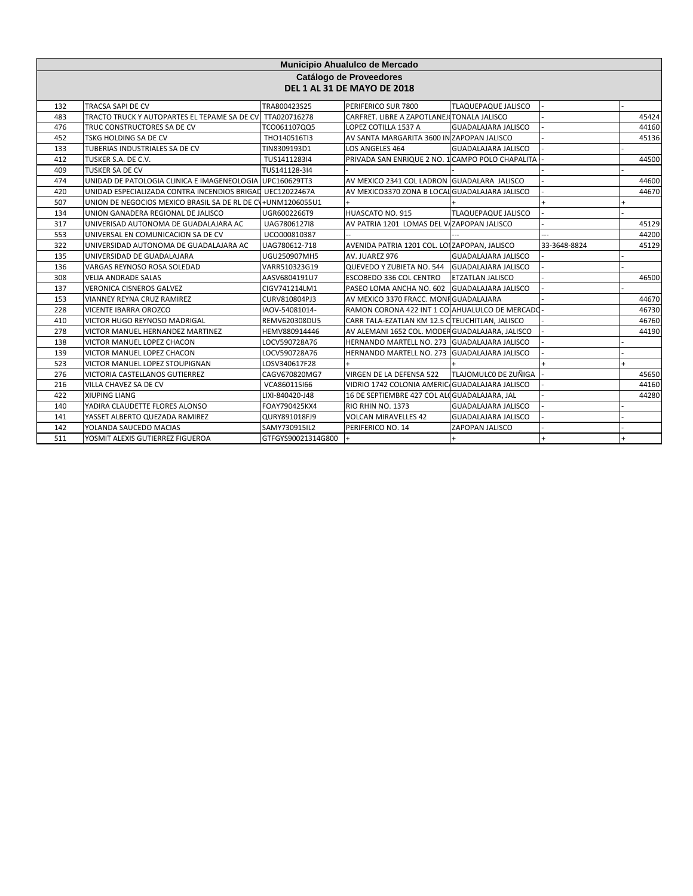| Municipio Ahualulco de Mercado | | | | | | |
|---|---|---|---|---|---|---|
| Catálogo de Proveedores DEL 1 AL 31 DE MAYO DE 2018 | | | | | | |
| 132 | TRACSA SAPI DE CV | TRA800423S25 | PERIFERICO SUR 7800 | TLAQUEPAQUE JALISCO | - | - |
| 483 | TRACTO TRUCK Y AUTOPARTES EL TEPAME SA DE CV | TTA020716278 | CARFRET. LIBRE A ZAPOTLANEJ | TONALA JALISCO | - | 45424 |
| 476 | TRUC CONSTRUCTORES SA DE CV | TCO061107QQ5 | LOPEZ COTILLA 1537 A | GUADALAJARA JALISCO | - | 44160 |
| 452 | TSKG HOLDING SA DE CV | THO140516TI3 | AV SANTA MARGARITA 3600 IN | ZAPOPAN JALISCO | - | 45136 |
| 133 | TUBERIAS INDUSTRIALES SA DE CV | TIN8309193D1 | LOS ANGELES 464 | GUADALAJARA JALISCO | - | - |
| 412 | TUSKER S.A. DE C.V. | TUS1411283I4 | PRIVADA SAN ENRIQUE 2 NO. 1 | CAMPO POLO CHAPALITA | - | 44500 |
| 409 | TUSKER SA DE CV | TUS141128-3I4 | - | - | - | - |
| 474 | UNIDAD DE PATOLOGIA CLINICA E IMAGENEOLOGIA | UPC160629TT3 | AV MEXICO 2341 COL LADRON | GUADALARA JALISCO | - | 44600 |
| 420 | UNIDAD ESPECIALIZADA CONTRA INCENDIOS BRIGAD | UEC12022467A | AV MEXICO3370 ZONA B LOCAL | GUADALAJARA JALISCO | - | 44670 |
| 507 | UNION DE NEGOCIOS MEXICO BRASIL SA DE RL DE C\ | +UNM1206055U1 | + | + | + | + |
| 134 | UNION GANADERA REGIONAL DE JALISCO | UGR6002266T9 | HUASCATO NO. 915 | TLAQUEPAQUE JALISCO | - | - |
| 317 | UNIVERISAD AUTONOMA DE GUADALAJARA AC | UAG7806127I8 | AV PATRIA 1201 LOMAS DEL V. | ZAPOPAN JALISCO | - | 45129 |
| 553 | UNIVERSAL EN COMUNICACION SA DE CV | UCO000810387 | -- | --- | --- | 44200 |
| 322 | UNIVERSIDAD AUTONOMA DE GUADALAJARA AC | UAG780612-718 | AVENIDA PATRIA 1201 COL. LO | ZAPOPAN, JALISCO | 33-3648-8824 | 45129 |
| 135 | UNIVERSIDAD DE GUADALAJARA | UGU250907MH5 | AV. JUAREZ 976 | GUADALAJARA JALISCO | - | - |
| 136 | VARGAS REYNOSO ROSA SOLEDAD | VARR510323G19 | QUEVEDO Y ZUBIETA NO. 544 | GUADALAJARA JALISCO | - | - |
| 308 | VELIA ANDRADE SALAS | AASV6804191U7 | ESCOBEDO 336 COL CENTRO | ETZATLAN JALISCO | - | 46500 |
| 137 | VERONICA CISNEROS GALVEZ | CIGV741214LM1 | PASEO LOMA ANCHA NO. 602 | GUADALAJARA JALISCO | - | - |
| 153 | VIANNEY REYNA CRUZ RAMIREZ | CURV810804PJ3 | AV MEXICO 3370 FRACC. MONI | GUADALAJARA | - | 44670 |
| 228 | VICENTE IBARRA OROZCO | IAOV-54081014- | RAMON CORONA 422 INT 1 CO | AHUALULCO DE MERCADO | - | 46730 |
| 410 | VICTOR HUGO REYNOSO MADRIGAL | REMV620308DU5 | CARR TALA-EZATLAN KM 12.5 C | TEUCHITLAN, JALISCO | - | 46760 |
| 278 | VICTOR MANUEL HERNANDEZ MARTINEZ | HEMV880914446 | AV ALEMANI 1652 COL. MODER | GUADALAJARA, JALISCO | - | 44190 |
| 138 | VICTOR MANUEL LOPEZ CHACON | LOCV590728A76 | HERNANDO MARTELL NO. 273 | GUADALAJARA JALISCO | - | - |
| 139 | VICTOR MANUEL LOPEZ CHACON | LOCV590728A76 | HERNANDO MARTELL NO. 273 | GUADALAJARA JALISCO | - | - |
| 523 | VICTOR MANUEL LOPEZ STOUPIGNAN | LOSV340617F28 | + | + | + | + |
| 276 | VICTORIA CASTELLANOS GUTIERREZ | CAGV670820MG7 | VIRGEN DE LA DEFENSA 522 | TLAJOMULC0 DE ZUÑIGA | - | 45650 |
| 216 | VILLA CHAVEZ SA DE CV | VCA860115I66 | VIDRIO 1742 COLONIA AMERIC | GUADALAJARA JALISCO | - | 44160 |
| 422 | XIUPING LIANG | LIXI-840420-J48 | 16 DE SEPTIEMBRE 427 COL AL | GUADALAJARA, JAL | - | 44280 |
| 140 | YADIRA CLAUDETTE FLORES ALONSO | FOAY790425KX4 | RIO RHIN NO. 1373 | GUADALAJARA JALISCO | - | - |
| 141 | YASSET ALBERTO QUEZADA RAMIREZ | QURY891018FJ9 | VOLCAN MIRAVELLES 42 | GUADALAJARA JALISCO | - | - |
| 142 | YOLANDA SAUCEDO MACIAS | SAMY730915IL2 | PERIFERICO NO. 14 | ZAPOPAN JALISCO | - | - |
| 511 | YOSMIT ALEXIS GUTIERREZ FIGUEROA | GTFGYS90021314G800 | + | + | + | + |